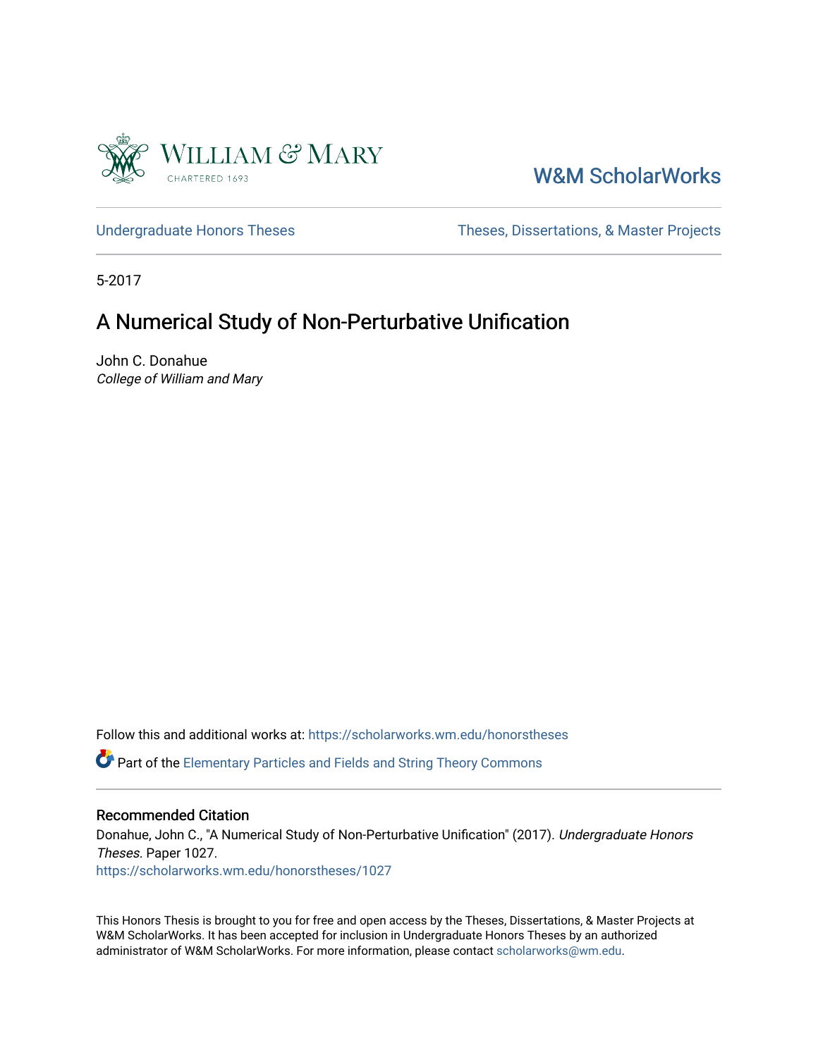W&M ScholarWorks

Undergraduate Honors Theses | Theses, Dissertations, & Master Projects

5-2017

# A Numerical Study of Non-Perturbative Unification

John C. Donahue
*College of William and Mary*

Follow this and additional works at: https://scholarworks.wm.edu/honorstheses

Part of the Elementary Particles and Fields and String Theory Commons

## Recommended Citation

Donahue, John C., "A Numerical Study of Non-Perturbative Unification" (2017). *Undergraduate Honors Theses.* Paper 1027.
https://scholarworks.wm.edu/honorstheses/1027

This Honors Thesis is brought to you for free and open access by the Theses, Dissertations, & Master Projects at W&M ScholarWorks. It has been accepted for inclusion in Undergraduate Honors Theses by an authorized administrator of W&M ScholarWorks. For more information, please contact scholarworks@wm.edu.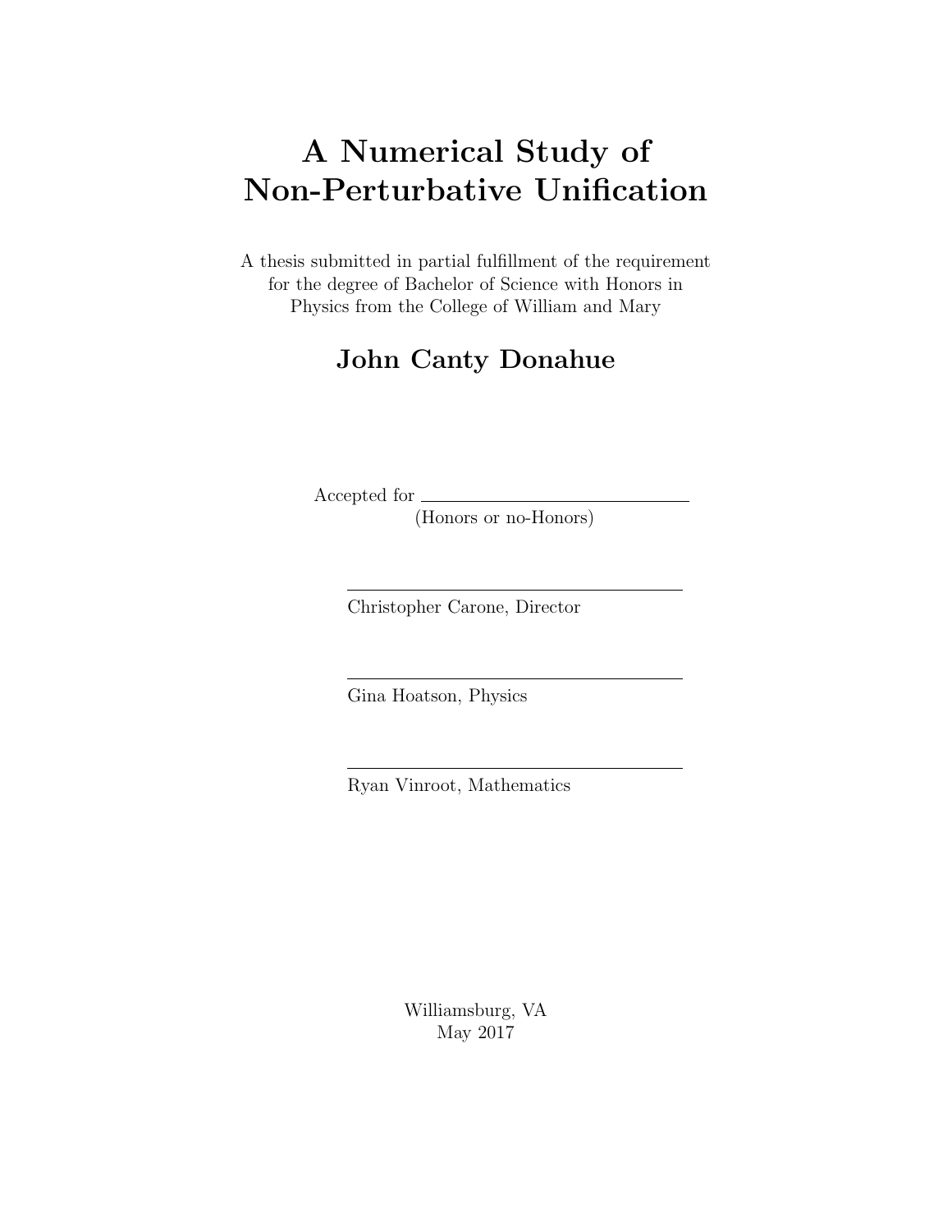# A Numerical Study of Non-Perturbative Unification

A thesis submitted in partial fulfillment of the requirement for the degree of Bachelor of Science with Honors in Physics from the College of William and Mary

## John Canty Donahue

Accepted for \_\_\_\_\_\_\_\_\_\_\_\_\_\_\_\_\_\_\_\_\_\_\_\_\_\_\_\_
(Honors or no-Honors)

\_\_\_\_\_\_\_\_\_\_\_\_\_\_\_\_\_\_\_\_\_\_\_\_\_\_\_\_
Christopher Carone, Director

\_\_\_\_\_\_\_\_\_\_\_\_\_\_\_\_\_\_\_\_\_\_\_\_\_\_\_\_
Gina Hoatson, Physics

\_\_\_\_\_\_\_\_\_\_\_\_\_\_\_\_\_\_\_\_\_\_\_\_\_\_\_\_
Ryan Vinroot, Mathematics

Williamsburg, VA
May 2017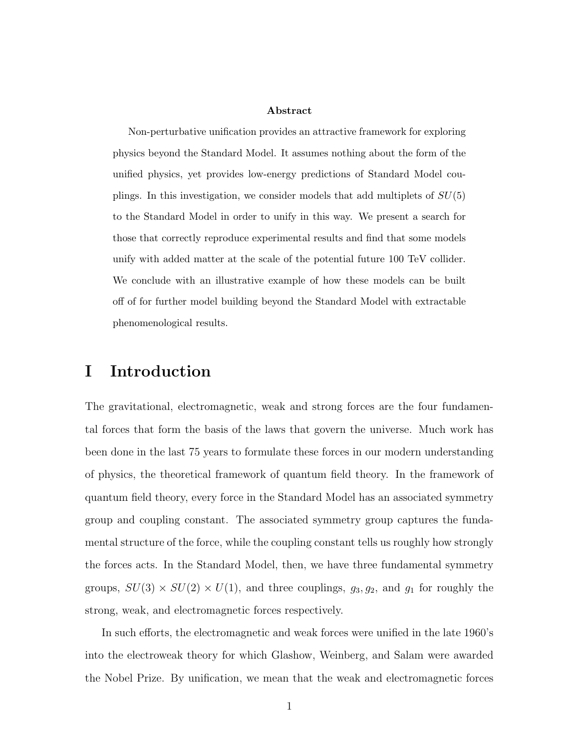**Abstract**

Non-perturbative unification provides an attractive framework for exploring physics beyond the Standard Model. It assumes nothing about the form of the unified physics, yet provides low-energy predictions of Standard Model couplings. In this investigation, we consider models that add multiplets of $SU(5)$ to the Standard Model in order to unify in this way. We present a search for those that correctly reproduce experimental results and find that some models unify with added matter at the scale of the potential future 100 TeV collider. We conclude with an illustrative example of how these models can be built off of for further model building beyond the Standard Model with extractable phenomenological results.

# I Introduction

The gravitational, electromagnetic, weak and strong forces are the four fundamental forces that form the basis of the laws that govern the universe. Much work has been done in the last 75 years to formulate these forces in our modern understanding of physics, the theoretical framework of quantum field theory. In the framework of quantum field theory, every force in the Standard Model has an associated symmetry group and coupling constant. The associated symmetry group captures the fundamental structure of the force, while the coupling constant tells us roughly how strongly the forces acts. In the Standard Model, then, we have three fundamental symmetry groups, $SU(3) \times SU(2) \times U(1)$, and three couplings, $g_3, g_2$, and $g_1$ for roughly the strong, weak, and electromagnetic forces respectively.

In such efforts, the electromagnetic and weak forces were unified in the late 1960's into the electroweak theory for which Glashow, Weinberg, and Salam were awarded the Nobel Prize. By unification, we mean that the weak and electromagnetic forces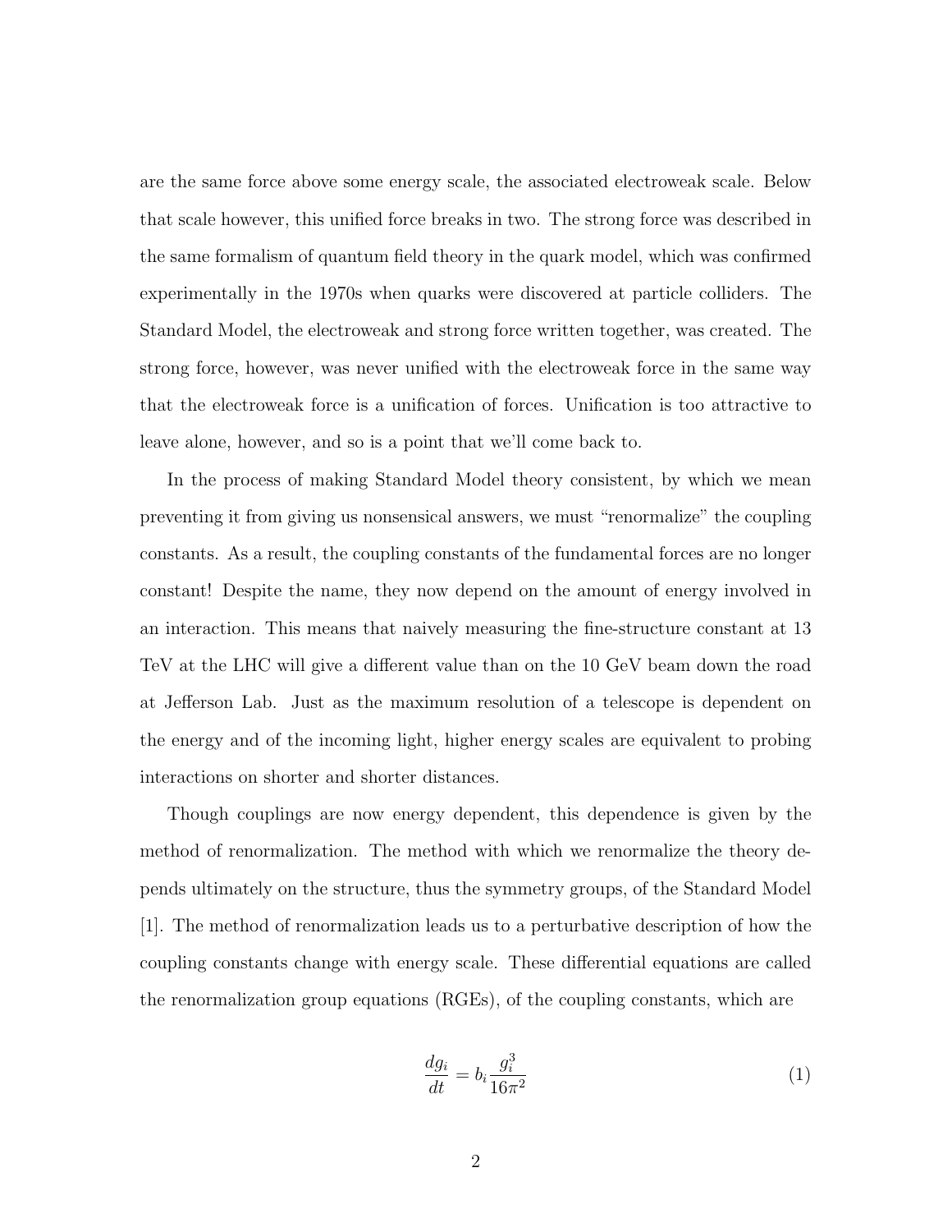are the same force above some energy scale, the associated electroweak scale. Below that scale however, this unified force breaks in two. The strong force was described in the same formalism of quantum field theory in the quark model, which was confirmed experimentally in the 1970s when quarks were discovered at particle colliders. The Standard Model, the electroweak and strong force written together, was created. The strong force, however, was never unified with the electroweak force in the same way that the electroweak force is a unification of forces. Unification is too attractive to leave alone, however, and so is a point that we'll come back to.

In the process of making Standard Model theory consistent, by which we mean preventing it from giving us nonsensical answers, we must "renormalize" the coupling constants. As a result, the coupling constants of the fundamental forces are no longer constant! Despite the name, they now depend on the amount of energy involved in an interaction. This means that naively measuring the fine-structure constant at 13 TeV at the LHC will give a different value than on the 10 GeV beam down the road at Jefferson Lab. Just as the maximum resolution of a telescope is dependent on the energy and of the incoming light, higher energy scales are equivalent to probing interactions on shorter and shorter distances.

Though couplings are now energy dependent, this dependence is given by the method of renormalization. The method with which we renormalize the theory depends ultimately on the structure, thus the symmetry groups, of the Standard Model [1]. The method of renormalization leads us to a perturbative description of how the coupling constants change with energy scale. These differential equations are called the renormalization group equations (RGEs), of the coupling constants, which are

$$\frac{dg_i}{dt} = b_i \frac{g_i^3}{16\pi^2} \tag{1}$$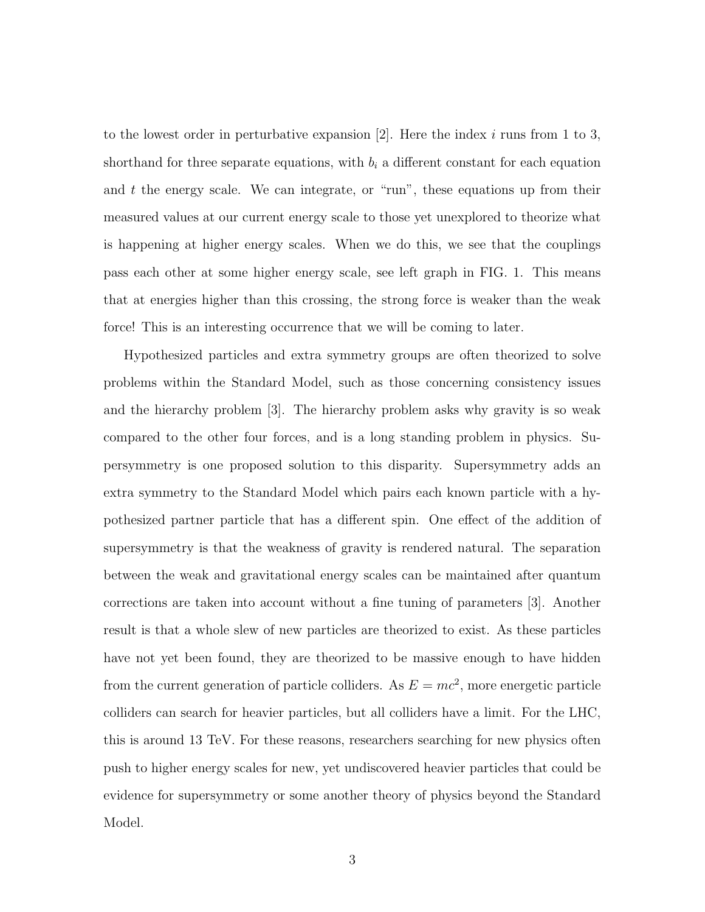to the lowest order in perturbative expansion [2]. Here the index $i$ runs from 1 to 3, shorthand for three separate equations, with $b_i$ a different constant for each equation and $t$ the energy scale. We can integrate, or "run", these equations up from their measured values at our current energy scale to those yet unexplored to theorize what is happening at higher energy scales. When we do this, we see that the couplings pass each other at some higher energy scale, see left graph in FIG. 1. This means that at energies higher than this crossing, the strong force is weaker than the weak force! This is an interesting occurrence that we will be coming to later.

Hypothesized particles and extra symmetry groups are often theorized to solve problems within the Standard Model, such as those concerning consistency issues and the hierarchy problem [3]. The hierarchy problem asks why gravity is so weak compared to the other four forces, and is a long standing problem in physics. Supersymmetry is one proposed solution to this disparity. Supersymmetry adds an extra symmetry to the Standard Model which pairs each known particle with a hypothesized partner particle that has a different spin. One effect of the addition of supersymmetry is that the weakness of gravity is rendered natural. The separation between the weak and gravitational energy scales can be maintained after quantum corrections are taken into account without a fine tuning of parameters [3]. Another result is that a whole slew of new particles are theorized to exist. As these particles have not yet been found, they are theorized to be massive enough to have hidden from the current generation of particle colliders. As $E = mc^2$, more energetic particle colliders can search for heavier particles, but all colliders have a limit. For the LHC, this is around 13 TeV. For these reasons, researchers searching for new physics often push to higher energy scales for new, yet undiscovered heavier particles that could be evidence for supersymmetry or some another theory of physics beyond the Standard Model.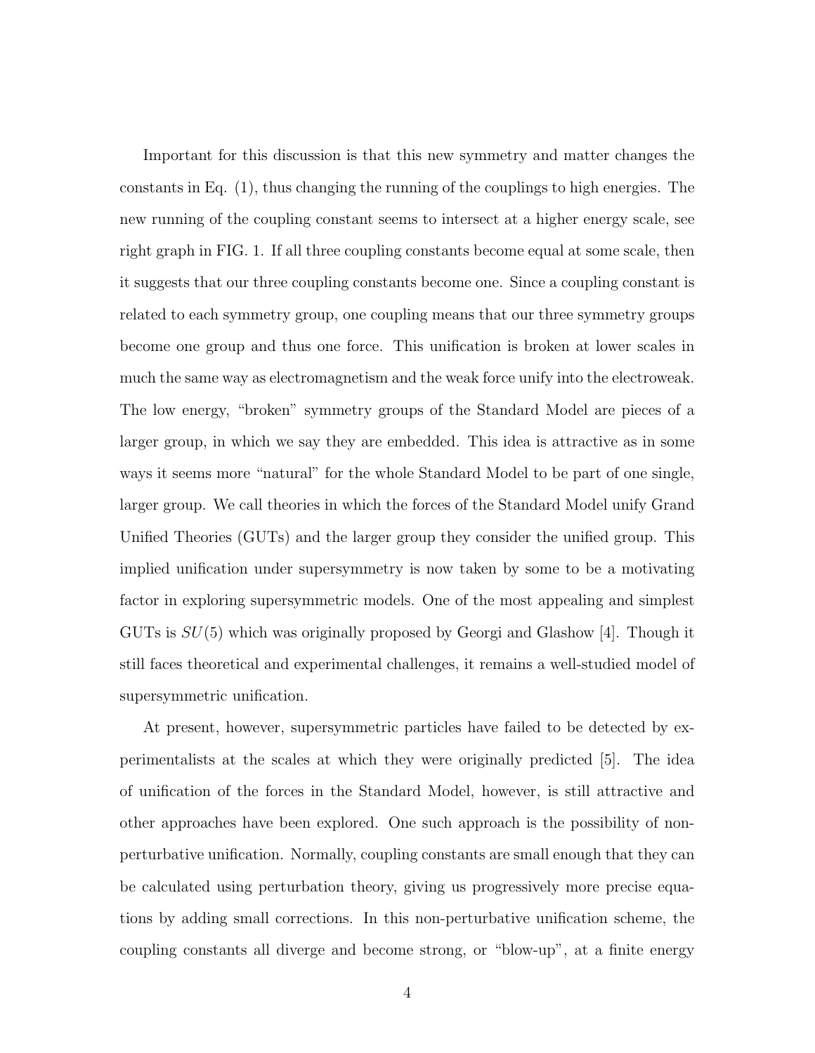Important for this discussion is that this new symmetry and matter changes the constants in Eq. (1), thus changing the running of the couplings to high energies. The new running of the coupling constant seems to intersect at a higher energy scale, see right graph in FIG. 1. If all three coupling constants become equal at some scale, then it suggests that our three coupling constants become one. Since a coupling constant is related to each symmetry group, one coupling means that our three symmetry groups become one group and thus one force. This unification is broken at lower scales in much the same way as electromagnetism and the weak force unify into the electroweak. The low energy, "broken" symmetry groups of the Standard Model are pieces of a larger group, in which we say they are embedded. This idea is attractive as in some ways it seems more "natural" for the whole Standard Model to be part of one single, larger group. We call theories in which the forces of the Standard Model unify Grand Unified Theories (GUTs) and the larger group they consider the unified group. This implied unification under supersymmetry is now taken by some to be a motivating factor in exploring supersymmetric models. One of the most appealing and simplest GUTs is $SU(5)$ which was originally proposed by Georgi and Glashow [4]. Though it still faces theoretical and experimental challenges, it remains a well-studied model of supersymmetric unification.

At present, however, supersymmetric particles have failed to be detected by experimentalists at the scales at which they were originally predicted [5]. The idea of unification of the forces in the Standard Model, however, is still attractive and other approaches have been explored. One such approach is the possibility of non-perturbative unification. Normally, coupling constants are small enough that they can be calculated using perturbation theory, giving us progressively more precise equations by adding small corrections. In this non-perturbative unification scheme, the coupling constants all diverge and become strong, or "blow-up", at a finite energy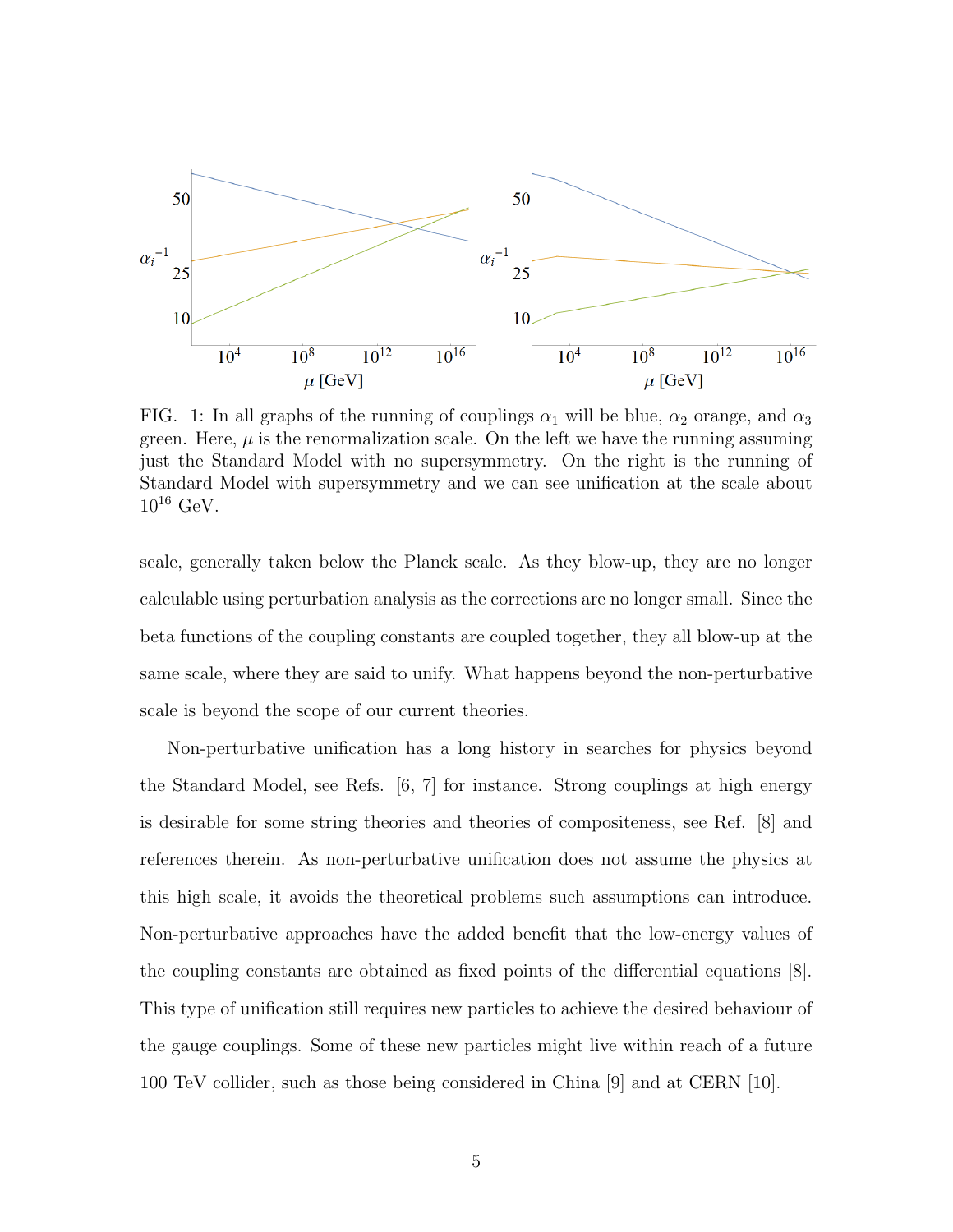FIG. 1: In all graphs of the running of couplings $\alpha_1$ will be blue, $\alpha_2$ orange, and $\alpha_3$ green. Here, $\mu$ is the renormalization scale. On the left we have the running assuming just the Standard Model with no supersymmetry. On the right is the running of Standard Model with supersymmetry and we can see unification at the scale about $10^{16}$ GeV.

scale, generally taken below the Planck scale. As they blow-up, they are no longer calculable using perturbation analysis as the corrections are no longer small. Since the beta functions of the coupling constants are coupled together, they all blow-up at the same scale, where they are said to unify. What happens beyond the non-perturbative scale is beyond the scope of our current theories.

Non-perturbative unification has a long history in searches for physics beyond the Standard Model, see Refs. [6, 7] for instance. Strong couplings at high energy is desirable for some string theories and theories of compositeness, see Ref. [8] and references therein. As non-perturbative unification does not assume the physics at this high scale, it avoids the theoretical problems such assumptions can introduce. Non-perturbative approaches have the added benefit that the low-energy values of the coupling constants are obtained as fixed points of the differential equations [8]. This type of unification still requires new particles to achieve the desired behaviour of the gauge couplings. Some of these new particles might live within reach of a future 100 TeV collider, such as those being considered in China [9] and at CERN [10].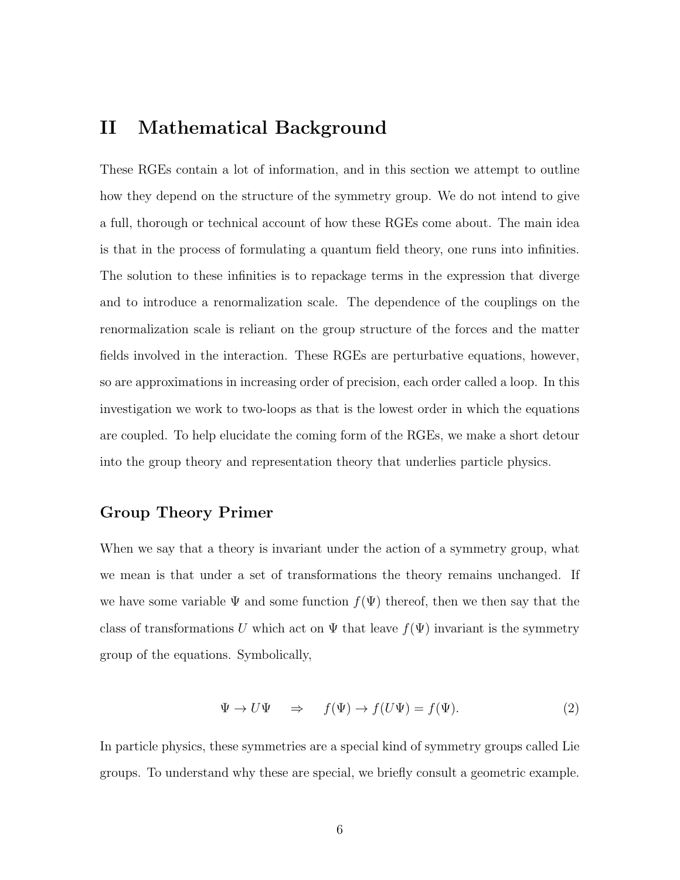# II Mathematical Background

These RGEs contain a lot of information, and in this section we attempt to outline how they depend on the structure of the symmetry group. We do not intend to give a full, thorough or technical account of how these RGEs come about. The main idea is that in the process of formulating a quantum field theory, one runs into infinities. The solution to these infinities is to repackage terms in the expression that diverge and to introduce a renormalization scale. The dependence of the couplings on the renormalization scale is reliant on the group structure of the forces and the matter fields involved in the interaction. These RGEs are perturbative equations, however, so are approximations in increasing order of precision, each order called a loop. In this investigation we work to two-loops as that is the lowest order in which the equations are coupled. To help elucidate the coming form of the RGEs, we make a short detour into the group theory and representation theory that underlies particle physics.

## Group Theory Primer

When we say that a theory is invariant under the action of a symmetry group, what we mean is that under a set of transformations the theory remains unchanged. If we have some variable $\Psi$ and some function $f(\Psi)$ thereof, then we then say that the class of transformations $U$ which act on $\Psi$ that leave $f(\Psi)$ invariant is the symmetry group of the equations. Symbolically,

$$\Psi \to U\Psi \quad \Rightarrow \quad f(\Psi) \to f(U\Psi) = f(\Psi). \tag{2}$$

In particle physics, these symmetries are a special kind of symmetry groups called Lie groups. To understand why these are special, we briefly consult a geometric example.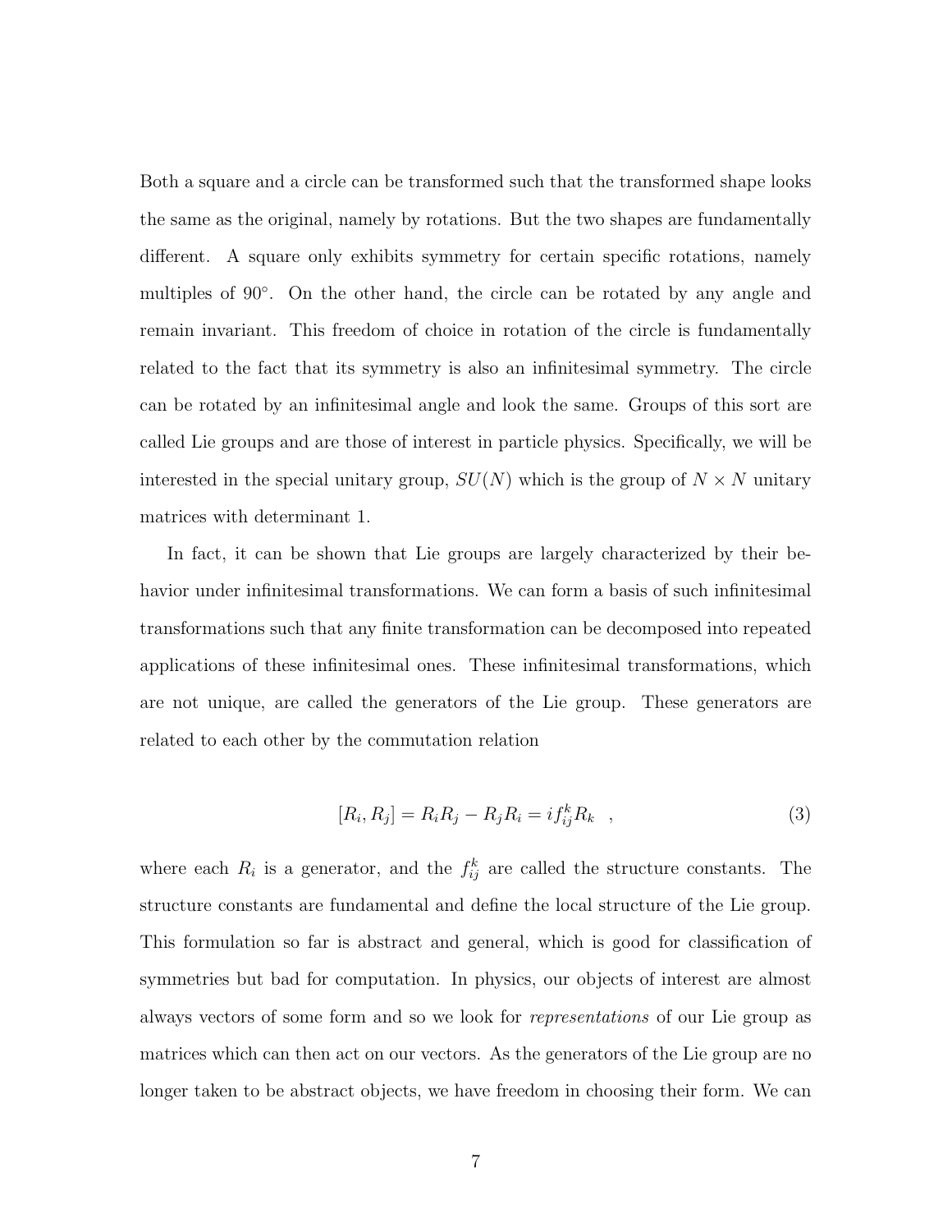Both a square and a circle can be transformed such that the transformed shape looks the same as the original, namely by rotations. But the two shapes are fundamentally different. A square only exhibits symmetry for certain specific rotations, namely multiples of $90^\circ$. On the other hand, the circle can be rotated by any angle and remain invariant. This freedom of choice in rotation of the circle is fundamentally related to the fact that its symmetry is also an infinitesimal symmetry. The circle can be rotated by an infinitesimal angle and look the same. Groups of this sort are called Lie groups and are those of interest in particle physics. Specifically, we will be interested in the special unitary group, $SU(N)$ which is the group of $N \times N$ unitary matrices with determinant 1.

In fact, it can be shown that Lie groups are largely characterized by their behavior under infinitesimal transformations. We can form a basis of such infinitesimal transformations such that any finite transformation can be decomposed into repeated applications of these infinitesimal ones. These infinitesimal transformations, which are not unique, are called the generators of the Lie group. These generators are related to each other by the commutation relation

$$[R_i, R_j] = R_i R_j - R_j R_i = i f_{ij}^k R_k \quad , \tag{3}$$

where each $R_i$ is a generator, and the $f_{ij}^k$ are called the structure constants. The structure constants are fundamental and define the local structure of the Lie group. This formulation so far is abstract and general, which is good for classification of symmetries but bad for computation. In physics, our objects of interest are almost always vectors of some form and so we look for *representations* of our Lie group as matrices which can then act on our vectors. As the generators of the Lie group are no longer taken to be abstract objects, we have freedom in choosing their form. We can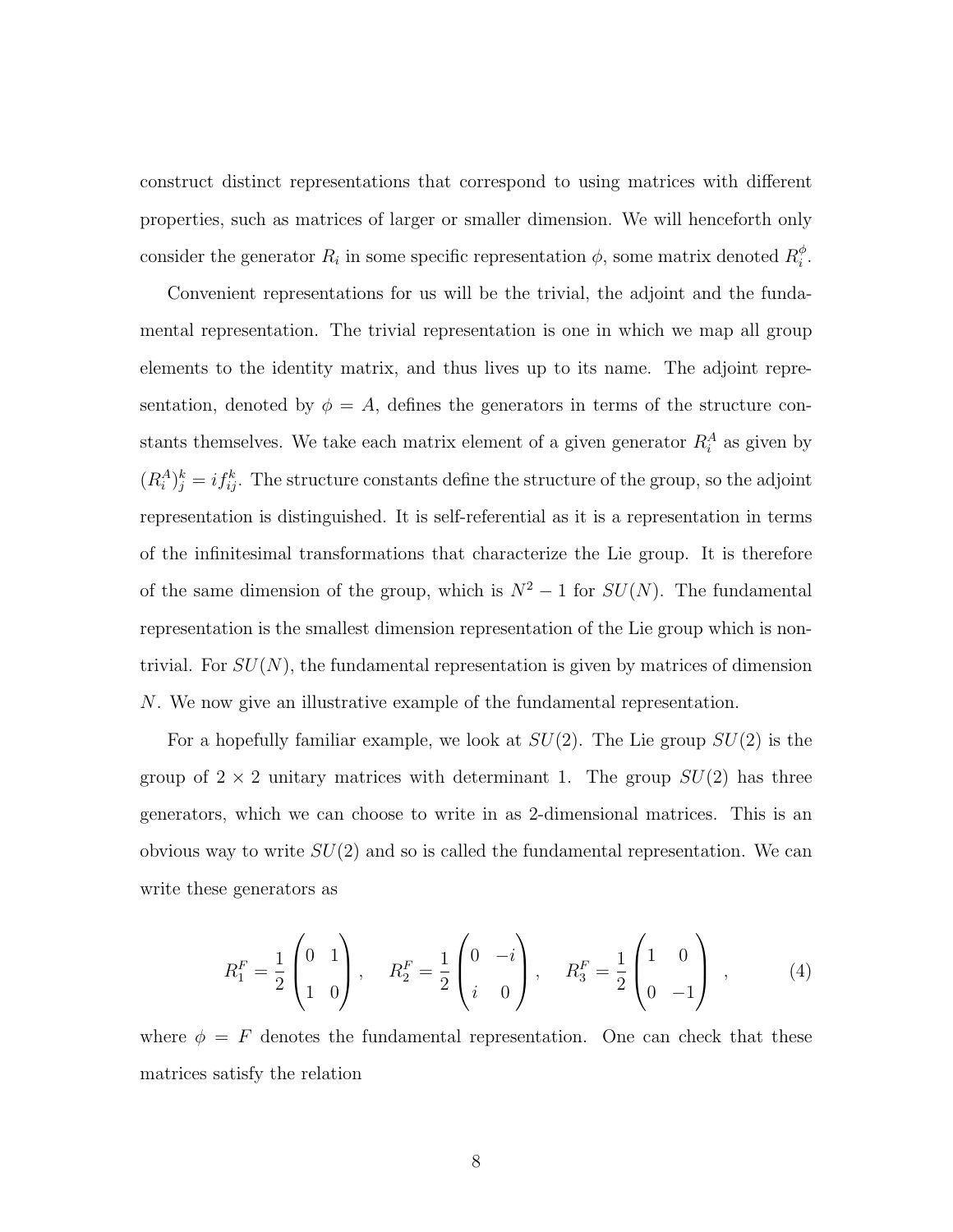construct distinct representations that correspond to using matrices with different properties, such as matrices of larger or smaller dimension. We will henceforth only consider the generator $R_i$ in some specific representation $\phi$, some matrix denoted $R_i^\phi$.

Convenient representations for us will be the trivial, the adjoint and the fundamental representation. The trivial representation is one in which we map all group elements to the identity matrix, and thus lives up to its name. The adjoint representation, denoted by $\phi = A$, defines the generators in terms of the structure constants themselves. We take each matrix element of a given generator $R_i^A$ as given by $(R_i^A)_j^k = i f_{ij}^k$. The structure constants define the structure of the group, so the adjoint representation is distinguished. It is self-referential as it is a representation in terms of the infinitesimal transformations that characterize the Lie group. It is therefore of the same dimension of the group, which is $N^2 - 1$ for $SU(N)$. The fundamental representation is the smallest dimension representation of the Lie group which is non-trivial. For $SU(N)$, the fundamental representation is given by matrices of dimension $N$. We now give an illustrative example of the fundamental representation.

For a hopefully familiar example, we look at $SU(2)$. The Lie group $SU(2)$ is the group of $2 \times 2$ unitary matrices with determinant 1. The group $SU(2)$ has three generators, which we can choose to write in as 2-dimensional matrices. This is an obvious way to write $SU(2)$ and so is called the fundamental representation. We can write these generators as

$$R_1^F = \frac{1}{2}\begin{pmatrix} 0 & 1 \\ 1 & 0 \end{pmatrix}, \quad R_2^F = \frac{1}{2}\begin{pmatrix} 0 & -i \\ i & 0 \end{pmatrix}, \quad R_3^F = \frac{1}{2}\begin{pmatrix} 1 & 0 \\ 0 & -1 \end{pmatrix} \ , \tag{4}$$

where $\phi = F$ denotes the fundamental representation. One can check that these matrices satisfy the relation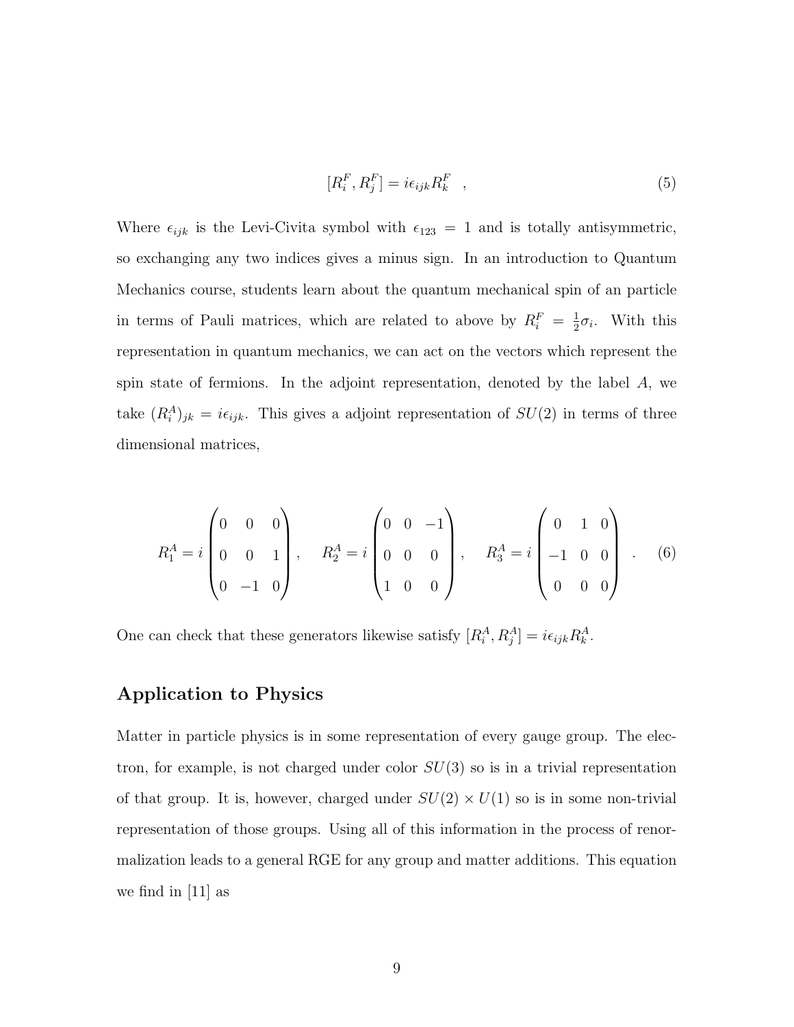$$[R_i^F, R_j^F] = i\epsilon_{ijk} R_k^F \quad , \tag{5}$$

Where $\epsilon_{ijk}$ is the Levi-Civita symbol with $\epsilon_{123} = 1$ and is totally antisymmetric, so exchanging any two indices gives a minus sign. In an introduction to Quantum Mechanics course, students learn about the quantum mechanical spin of an particle in terms of Pauli matrices, which are related to above by $R_i^F = \frac{1}{2}\sigma_i$. With this representation in quantum mechanics, we can act on the vectors which represent the spin state of fermions. In the adjoint representation, denoted by the label $A$, we take $(R_i^A)_{jk} = i\epsilon_{ijk}$. This gives a adjoint representation of $SU(2)$ in terms of three dimensional matrices,

$$R_1^A = i\begin{pmatrix} 0 & 0 & 0 \\ 0 & 0 & 1 \\ 0 & -1 & 0 \end{pmatrix}, \quad R_2^A = i\begin{pmatrix} 0 & 0 & -1 \\ 0 & 0 & 0 \\ 1 & 0 & 0 \end{pmatrix}, \quad R_3^A = i\begin{pmatrix} 0 & 1 & 0 \\ -1 & 0 & 0 \\ 0 & 0 & 0 \end{pmatrix} \quad . \tag{6}$$

One can check that these generators likewise satisfy $[R_i^A, R_j^A] = i\epsilon_{ijk} R_k^A$.

## Application to Physics

Matter in particle physics is in some representation of every gauge group. The electron, for example, is not charged under color $SU(3)$ so is in a trivial representation of that group. It is, however, charged under $SU(2) \times U(1)$ so is in some non-trivial representation of those groups. Using all of this information in the process of renormalization leads to a general RGE for any group and matter additions. This equation we find in [11] as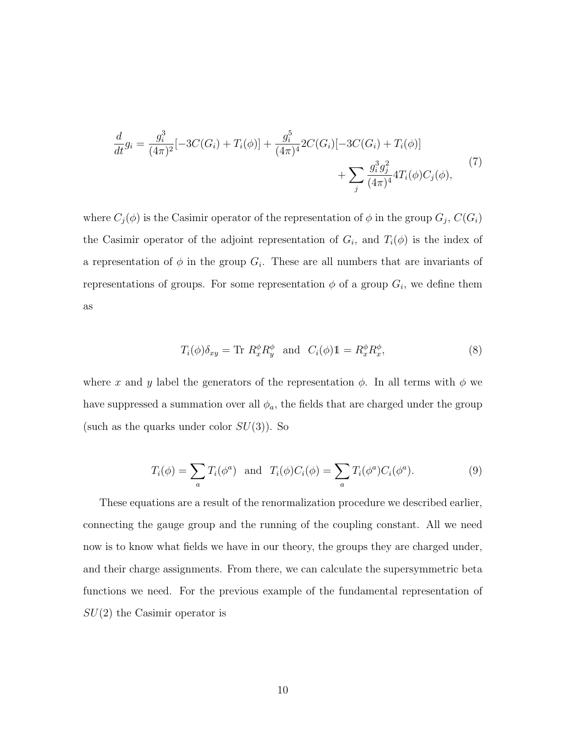$$
\begin{aligned}
\frac{d}{dt}g_i = \frac{g_i^3}{(4\pi)^2}[-3C(G_i) + T_i(\phi)] + \frac{g_i^5}{(4\pi)^4}2C(G_i)[-3C(G_i) + T_i(\phi)] \\
+ \sum_j \frac{g_i^3 g_j^2}{(4\pi)^4} 4T_i(\phi)C_j(\phi),
\end{aligned}
\tag{7}
$$

where $C_j(\phi)$ is the Casimir operator of the representation of $\phi$ in the group $G_j$, $C(G_i)$ the Casimir operator of the adjoint representation of $G_i$, and $T_i(\phi)$ is the index of a representation of $\phi$ in the group $G_i$. These are all numbers that are invariants of representations of groups. For some representation $\phi$ of a group $G_i$, we define them as

$$
T_i(\phi)\delta_{xy} = \text{Tr } R_x^\phi R_y^\phi \quad \text{and} \quad C_i(\phi)\mathbb{1} = R_x^\phi R_x^\phi, \tag{8}
$$

where $x$ and $y$ label the generators of the representation $\phi$. In all terms with $\phi$ we have suppressed a summation over all $\phi_a$, the fields that are charged under the group (such as the quarks under color $SU(3)$). So

$$
T_i(\phi) = \sum_a T_i(\phi^a) \quad \text{and} \quad T_i(\phi)C_i(\phi) = \sum_a T_i(\phi^a)C_i(\phi^a). \tag{9}
$$

These equations are a result of the renormalization procedure we described earlier, connecting the gauge group and the running of the coupling constant. All we need now is to know what fields we have in our theory, the groups they are charged under, and their charge assignments. From there, we can calculate the supersymmetric beta functions we need. For the previous example of the fundamental representation of $SU(2)$ the Casimir operator is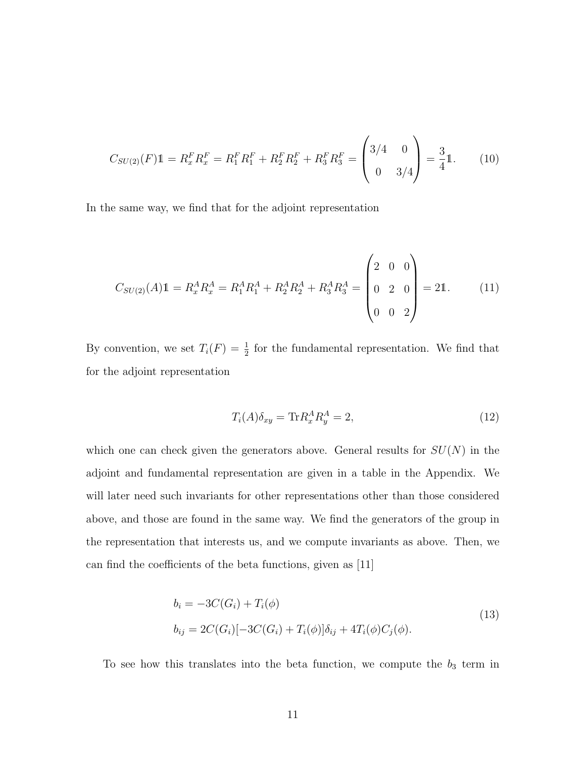$$C_{SU(2)}(F)\mathbb{1} = R_x^F R_x^F = R_1^F R_1^F + R_2^F R_2^F + R_3^F R_3^F = \begin{pmatrix} 3/4 & 0 \\ 0 & 3/4 \end{pmatrix} = \frac{3}{4}\mathbb{1}. \tag{10}$$

In the same way, we find that for the adjoint representation

$$C_{SU(2)}(A)\mathbb{1} = R_x^A R_x^A = R_1^A R_1^A + R_2^A R_2^A + R_3^A R_3^A = \begin{pmatrix} 2 & 0 & 0 \\ 0 & 2 & 0 \\ 0 & 0 & 2 \end{pmatrix} = 2\mathbb{1}. \tag{11}$$

By convention, we set $T_i(F) = \frac{1}{2}$ for the fundamental representation. We find that for the adjoint representation

$$T_i(A)\delta_{xy} = \text{Tr} R_x^A R_y^A = 2, \tag{12}$$

which one can check given the generators above. General results for $SU(N)$ in the adjoint and fundamental representation are given in a table in the Appendix. We will later need such invariants for other representations other than those considered above, and those are found in the same way. We find the generators of the group in the representation that interests us, and we compute invariants as above. Then, we can find the coefficients of the beta functions, given as [11]

$$\begin{aligned} b_i &= -3C(G_i) + T_i(\phi) \\ b_{ij} &= 2C(G_i)[-3C(G_i) + T_i(\phi)]\delta_{ij} + 4T_i(\phi)C_j(\phi). \end{aligned} \tag{13}$$

To see how this translates into the beta function, we compute the $b_3$ term in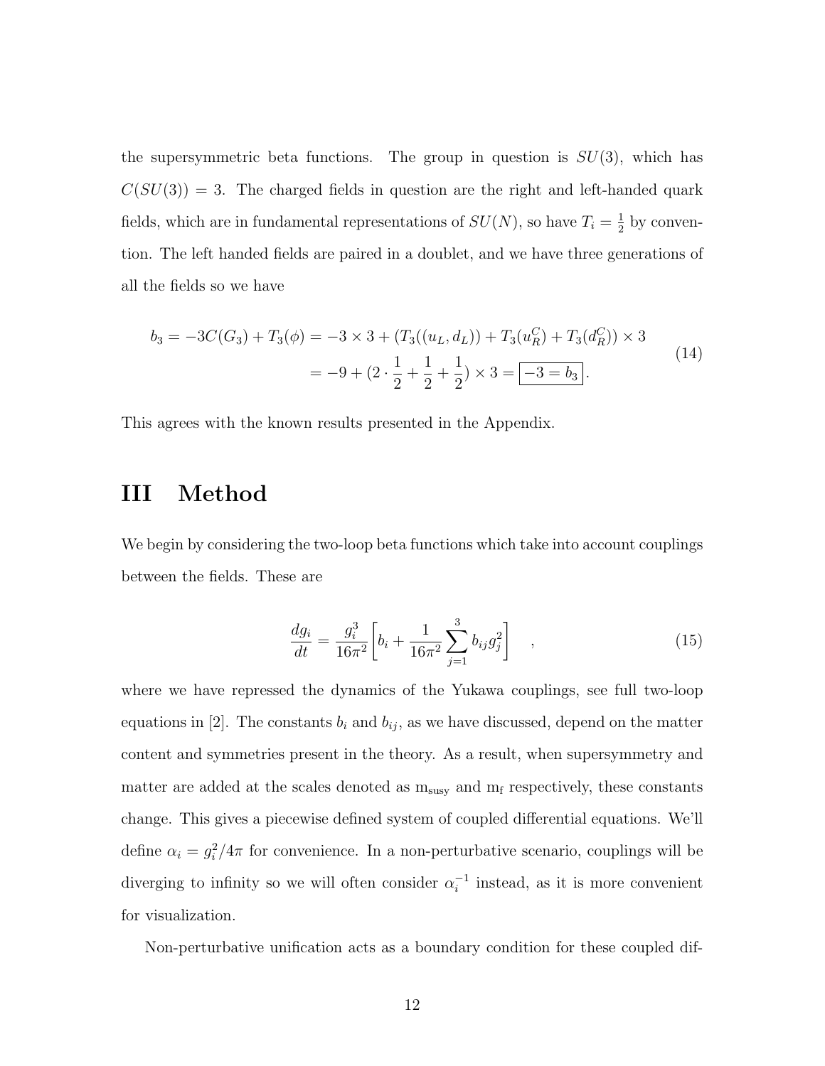the supersymmetric beta functions. The group in question is $SU(3)$, which has $C(SU(3)) = 3$. The charged fields in question are the right and left-handed quark fields, which are in fundamental representations of $SU(N)$, so have $T_i = \frac{1}{2}$ by convention. The left handed fields are paired in a doublet, and we have three generations of all the fields so we have

$$
\begin{aligned}
b_3 = -3C(G_3) + T_3(\phi) &= -3 \times 3 + (T_3((u_L, d_L)) + T_3(u_R^C) + T_3(d_R^C)) \times 3 \\
&= -9 + (2 \cdot \frac{1}{2} + \frac{1}{2} + \frac{1}{2}) \times 3 = \boxed{-3 = b_3}.
\end{aligned}
\tag{14}
$$

This agrees with the known results presented in the Appendix.

# III Method

We begin by considering the two-loop beta functions which take into account couplings between the fields. These are

$$
\frac{dg_i}{dt} = \frac{g_i^3}{16\pi^2}\left[b_i + \frac{1}{16\pi^2}\sum_{j=1}^{3} b_{ij} g_j^2\right] \quad , \tag{15}
$$

where we have repressed the dynamics of the Yukawa couplings, see full two-loop equations in [2]. The constants $b_i$ and $b_{ij}$, as we have discussed, depend on the matter content and symmetries present in the theory. As a result, when supersymmetry and matter are added at the scales denoted as $m_{susy}$ and $m_f$ respectively, these constants change. This gives a piecewise defined system of coupled differential equations. We'll define $\alpha_i = g_i^2/4\pi$ for convenience. In a non-perturbative scenario, couplings will be diverging to infinity so we will often consider $\alpha_i^{-1}$ instead, as it is more convenient for visualization.

Non-perturbative unification acts as a boundary condition for these coupled dif-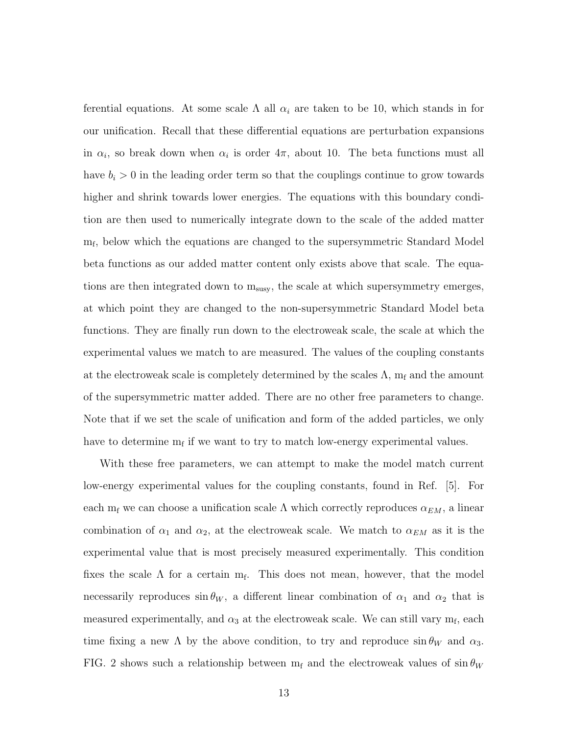ferential equations. At some scale $\Lambda$ all $\alpha_i$ are taken to be 10, which stands in for our unification. Recall that these differential equations are perturbation expansions in $\alpha_i$, so break down when $\alpha_i$ is order $4\pi$, about 10. The beta functions must all have $b_i > 0$ in the leading order term so that the couplings continue to grow towards higher and shrink towards lower energies. The equations with this boundary condition are then used to numerically integrate down to the scale of the added matter $\mathrm{m_f}$, below which the equations are changed to the supersymmetric Standard Model beta functions as our added matter content only exists above that scale. The equations are then integrated down to $\mathrm{m_{susy}}$, the scale at which supersymmetry emerges, at which point they are changed to the non-supersymmetric Standard Model beta functions. They are finally run down to the electroweak scale, the scale at which the experimental values we match to are measured. The values of the coupling constants at the electroweak scale is completely determined by the scales $\Lambda$, $\mathrm{m_f}$ and the amount of the supersymmetric matter added. There are no other free parameters to change. Note that if we set the scale of unification and form of the added particles, we only have to determine $\mathrm{m_f}$ if we want to try to match low-energy experimental values.

With these free parameters, we can attempt to make the model match current low-energy experimental values for the coupling constants, found in Ref. [5]. For each $\mathrm{m_f}$ we can choose a unification scale $\Lambda$ which correctly reproduces $\alpha_{EM}$, a linear combination of $\alpha_1$ and $\alpha_2$, at the electroweak scale. We match to $\alpha_{EM}$ as it is the experimental value that is most precisely measured experimentally. This condition fixes the scale $\Lambda$ for a certain $\mathrm{m_f}$. This does not mean, however, that the model necessarily reproduces $\sin\theta_W$, a different linear combination of $\alpha_1$ and $\alpha_2$ that is measured experimentally, and $\alpha_3$ at the electroweak scale. We can still vary $\mathrm{m_f}$, each time fixing a new $\Lambda$ by the above condition, to try and reproduce $\sin\theta_W$ and $\alpha_3$. FIG. 2 shows such a relationship between $\mathrm{m_f}$ and the electroweak values of $\sin\theta_W$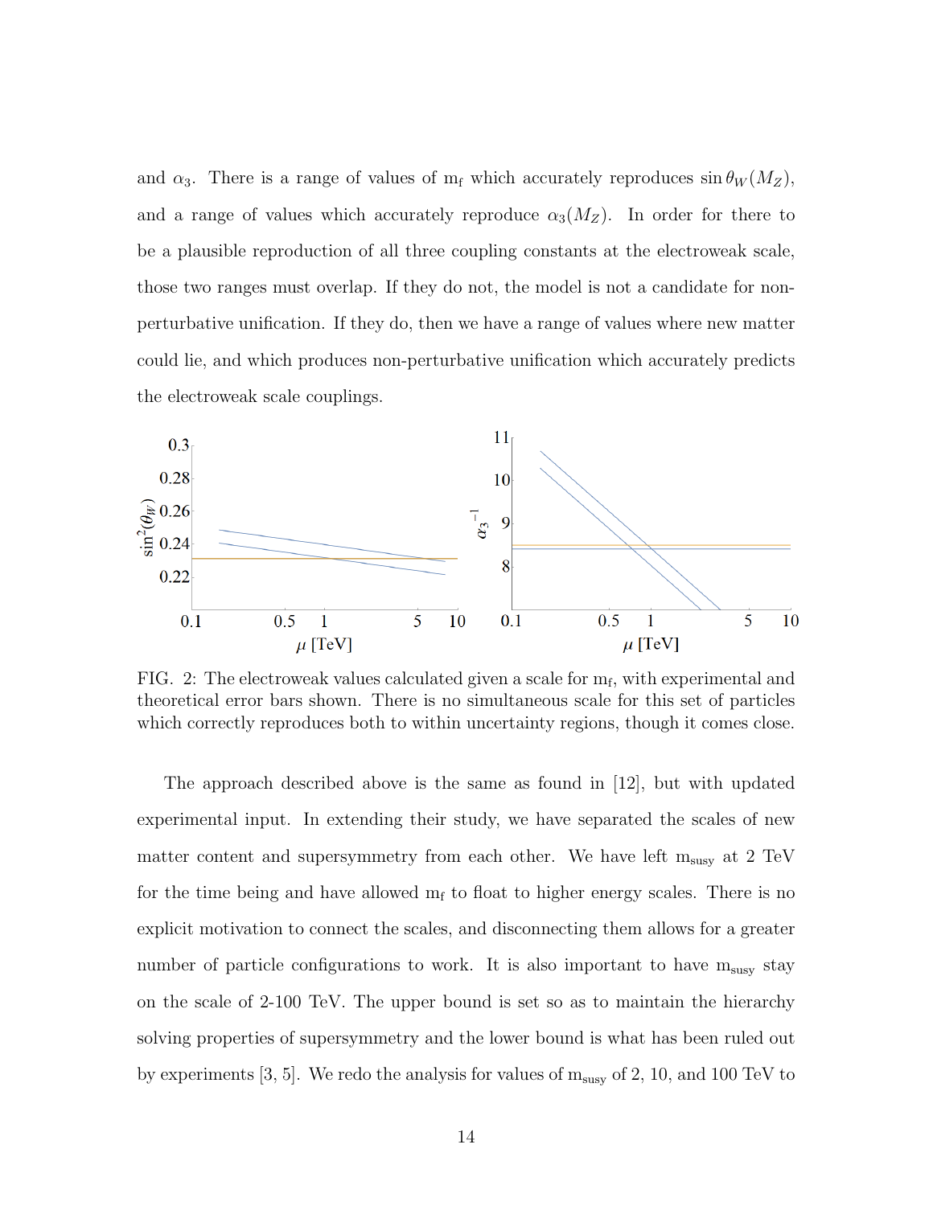and $\alpha_3$. There is a range of values of $\mathrm{m_f}$ which accurately reproduces $\sin\theta_W(M_Z)$, and a range of values which accurately reproduce $\alpha_3(M_Z)$. In order for there to be a plausible reproduction of all three coupling constants at the electroweak scale, those two ranges must overlap. If they do not, the model is not a candidate for non-perturbative unification. If they do, then we have a range of values where new matter could lie, and which produces non-perturbative unification which accurately predicts the electroweak scale couplings.

FIG. 2: The electroweak values calculated given a scale for $\mathrm{m_f}$, with experimental and theoretical error bars shown. There is no simultaneous scale for this set of particles which correctly reproduces both to within uncertainty regions, though it comes close.

The approach described above is the same as found in [12], but with updated experimental input. In extending their study, we have separated the scales of new matter content and supersymmetry from each other. We have left $\mathrm{m_{susy}}$ at 2 TeV for the time being and have allowed $\mathrm{m_f}$ to float to higher energy scales. There is no explicit motivation to connect the scales, and disconnecting them allows for a greater number of particle configurations to work. It is also important to have $\mathrm{m_{susy}}$ stay on the scale of 2-100 TeV. The upper bound is set so as to maintain the hierarchy solving properties of supersymmetry and the lower bound is what has been ruled out by experiments [3, 5]. We redo the analysis for values of $\mathrm{m_{susy}}$ of 2, 10, and 100 TeV to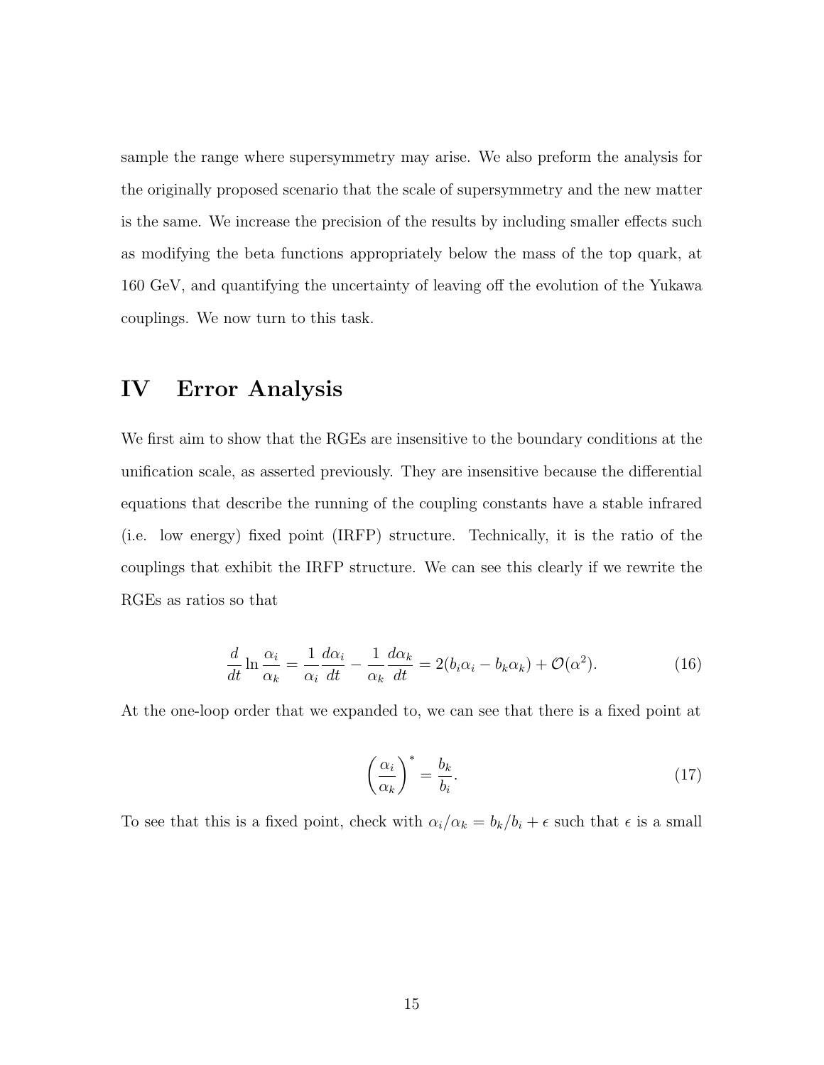sample the range where supersymmetry may arise. We also preform the analysis for the originally proposed scenario that the scale of supersymmetry and the new matter is the same. We increase the precision of the results by including smaller effects such as modifying the beta functions appropriately below the mass of the top quark, at 160 GeV, and quantifying the uncertainty of leaving off the evolution of the Yukawa couplings. We now turn to this task.

# IV Error Analysis

We first aim to show that the RGEs are insensitive to the boundary conditions at the unification scale, as asserted previously. They are insensitive because the differential equations that describe the running of the coupling constants have a stable infrared (i.e. low energy) fixed point (IRFP) structure. Technically, it is the ratio of the couplings that exhibit the IRFP structure. We can see this clearly if we rewrite the RGEs as ratios so that

$$\frac{d}{dt} \ln \frac{\alpha_i}{\alpha_k} = \frac{1}{\alpha_i} \frac{d\alpha_i}{dt} - \frac{1}{\alpha_k} \frac{d\alpha_k}{dt} = 2(b_i \alpha_i - b_k \alpha_k) + \mathcal{O}(\alpha^2). \tag{16}$$

At the one-loop order that we expanded to, we can see that there is a fixed point at

$$\left( \frac{\alpha_i}{\alpha_k} \right)^* = \frac{b_k}{b_i}. \tag{17}$$

To see that this is a fixed point, check with $\alpha_i/\alpha_k = b_k/b_i + \epsilon$ such that $\epsilon$ is a small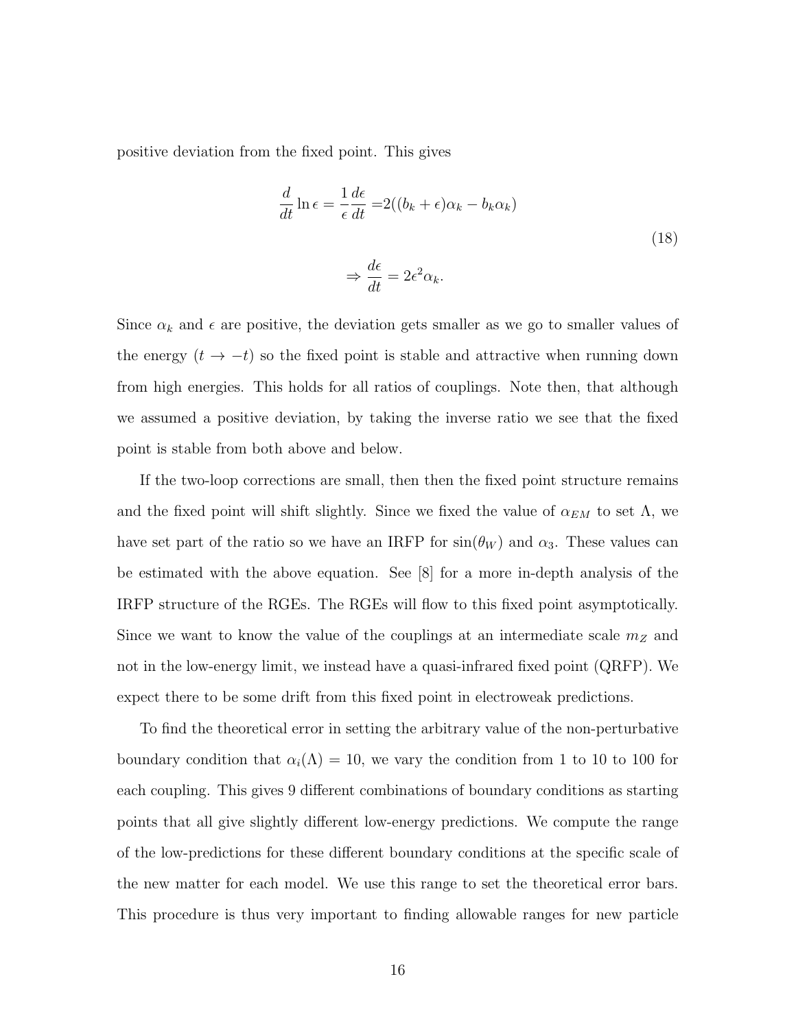positive deviation from the fixed point. This gives

$$
\begin{aligned}
\frac{d}{dt}\ln\epsilon = \frac{1}{\epsilon}\frac{d\epsilon}{dt} =& 2((b_k+\epsilon)\alpha_k - b_k\alpha_k) \\
\Rightarrow \frac{d\epsilon}{dt} =& 2\epsilon^2\alpha_k.
\end{aligned}
\tag{18}
$$

Since $\alpha_k$ and $\epsilon$ are positive, the deviation gets smaller as we go to smaller values of the energy ($t \to -t$) so the fixed point is stable and attractive when running down from high energies. This holds for all ratios of couplings. Note then, that although we assumed a positive deviation, by taking the inverse ratio we see that the fixed point is stable from both above and below.

If the two-loop corrections are small, then then the fixed point structure remains and the fixed point will shift slightly. Since we fixed the value of $\alpha_{EM}$ to set $\Lambda$, we have set part of the ratio so we have an IRFP for $\sin(\theta_W)$ and $\alpha_3$. These values can be estimated with the above equation. See [8] for a more in-depth analysis of the IRFP structure of the RGEs. The RGEs will flow to this fixed point asymptotically. Since we want to know the value of the couplings at an intermediate scale $m_Z$ and not in the low-energy limit, we instead have a quasi-infrared fixed point (QRFP). We expect there to be some drift from this fixed point in electroweak predictions.

To find the theoretical error in setting the arbitrary value of the non-perturbative boundary condition that $\alpha_i(\Lambda) = 10$, we vary the condition from 1 to 10 to 100 for each coupling. This gives 9 different combinations of boundary conditions as starting points that all give slightly different low-energy predictions. We compute the range of the low-predictions for these different boundary conditions at the specific scale of the new matter for each model. We use this range to set the theoretical error bars. This procedure is thus very important to finding allowable ranges for new particle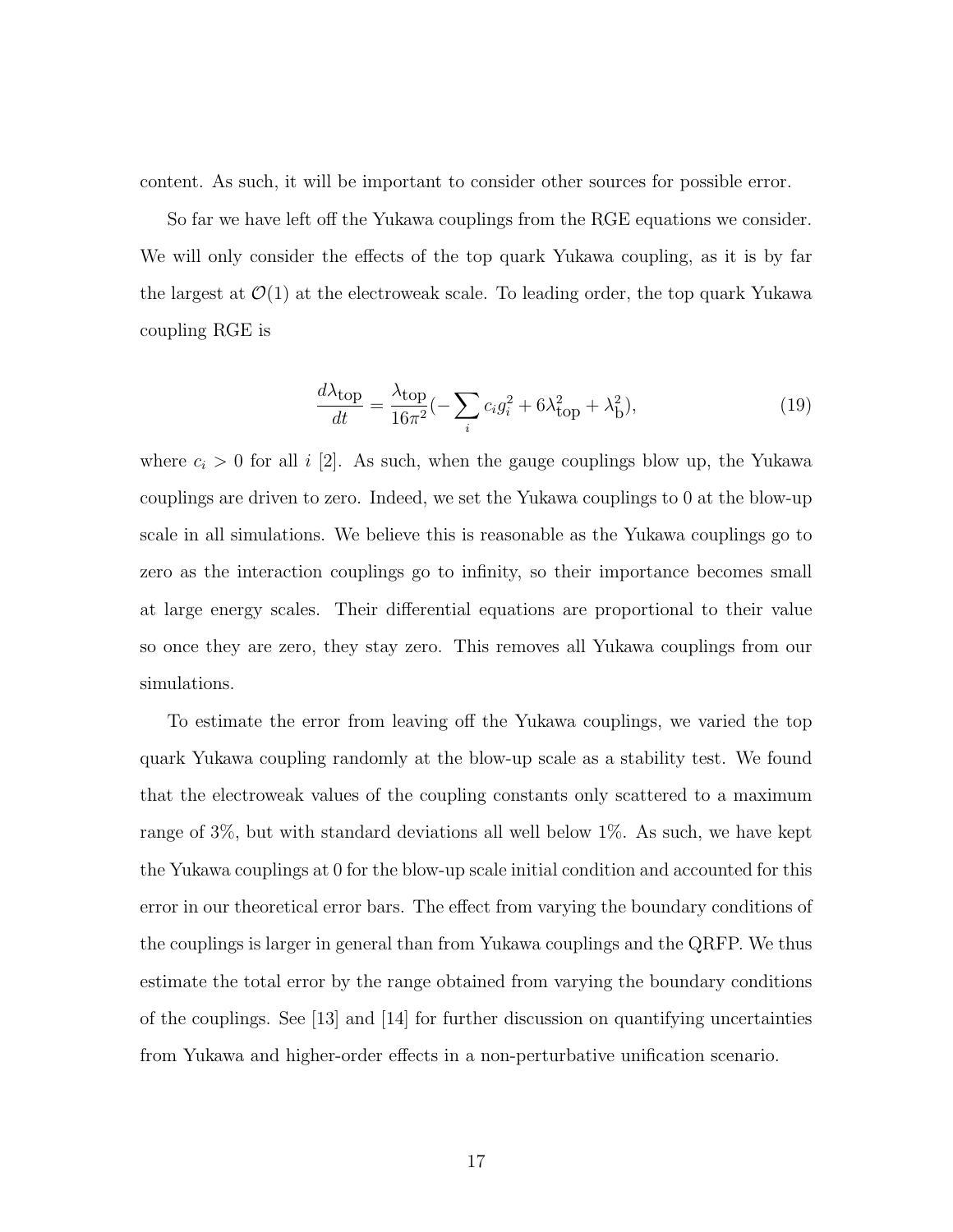content. As such, it will be important to consider other sources for possible error.

So far we have left off the Yukawa couplings from the RGE equations we consider. We will only consider the effects of the top quark Yukawa coupling, as it is by far the largest at $\mathcal{O}(1)$ at the electroweak scale. To leading order, the top quark Yukawa coupling RGE is

$$\frac{d\lambda_{\rm top}}{dt} = \frac{\lambda_{\rm top}}{16\pi^2}(-\sum_i c_i g_i^2 + 6\lambda_{\rm top}^2 + \lambda_{\rm b}^2), \tag{19}$$

where $c_i > 0$ for all $i$ [2]. As such, when the gauge couplings blow up, the Yukawa couplings are driven to zero. Indeed, we set the Yukawa couplings to 0 at the blow-up scale in all simulations. We believe this is reasonable as the Yukawa couplings go to zero as the interaction couplings go to infinity, so their importance becomes small at large energy scales. Their differential equations are proportional to their value so once they are zero, they stay zero. This removes all Yukawa couplings from our simulations.

To estimate the error from leaving off the Yukawa couplings, we varied the top quark Yukawa coupling randomly at the blow-up scale as a stability test. We found that the electroweak values of the coupling constants only scattered to a maximum range of 3%, but with standard deviations all well below 1%. As such, we have kept the Yukawa couplings at 0 for the blow-up scale initial condition and accounted for this error in our theoretical error bars. The effect from varying the boundary conditions of the couplings is larger in general than from Yukawa couplings and the QRFP. We thus estimate the total error by the range obtained from varying the boundary conditions of the couplings. See [13] and [14] for further discussion on quantifying uncertainties from Yukawa and higher-order effects in a non-perturbative unification scenario.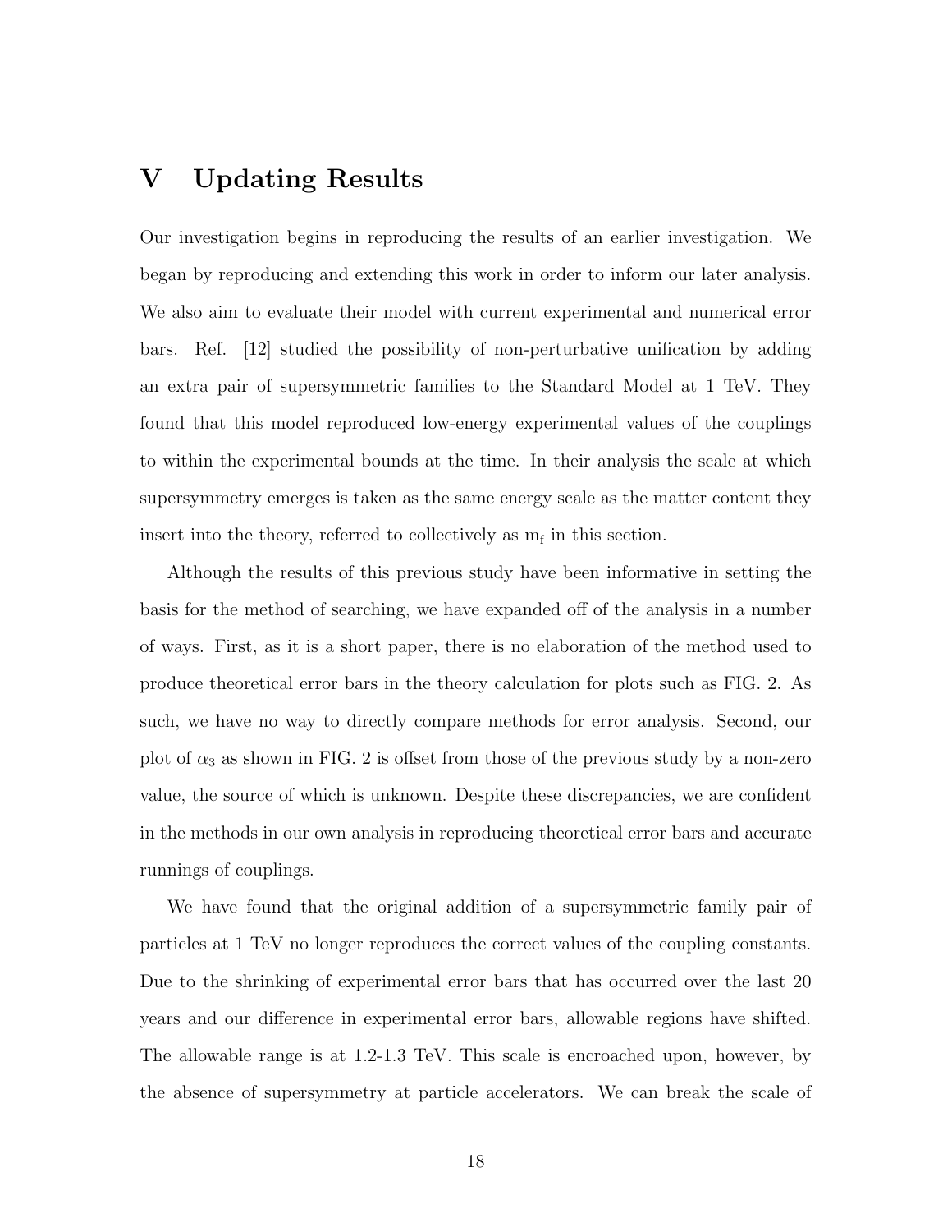# V Updating Results

Our investigation begins in reproducing the results of an earlier investigation. We began by reproducing and extending this work in order to inform our later analysis. We also aim to evaluate their model with current experimental and numerical error bars. Ref. [12] studied the possibility of non-perturbative unification by adding an extra pair of supersymmetric families to the Standard Model at 1 TeV. They found that this model reproduced low-energy experimental values of the couplings to within the experimental bounds at the time. In their analysis the scale at which supersymmetry emerges is taken as the same energy scale as the matter content they insert into the theory, referred to collectively as $m_f$ in this section.

Although the results of this previous study have been informative in setting the basis for the method of searching, we have expanded off of the analysis in a number of ways. First, as it is a short paper, there is no elaboration of the method used to produce theoretical error bars in the theory calculation for plots such as FIG. 2. As such, we have no way to directly compare methods for error analysis. Second, our plot of $\alpha_3$ as shown in FIG. 2 is offset from those of the previous study by a non-zero value, the source of which is unknown. Despite these discrepancies, we are confident in the methods in our own analysis in reproducing theoretical error bars and accurate runnings of couplings.

We have found that the original addition of a supersymmetric family pair of particles at 1 TeV no longer reproduces the correct values of the coupling constants. Due to the shrinking of experimental error bars that has occurred over the last 20 years and our difference in experimental error bars, allowable regions have shifted. The allowable range is at 1.2-1.3 TeV. This scale is encroached upon, however, by the absence of supersymmetry at particle accelerators. We can break the scale of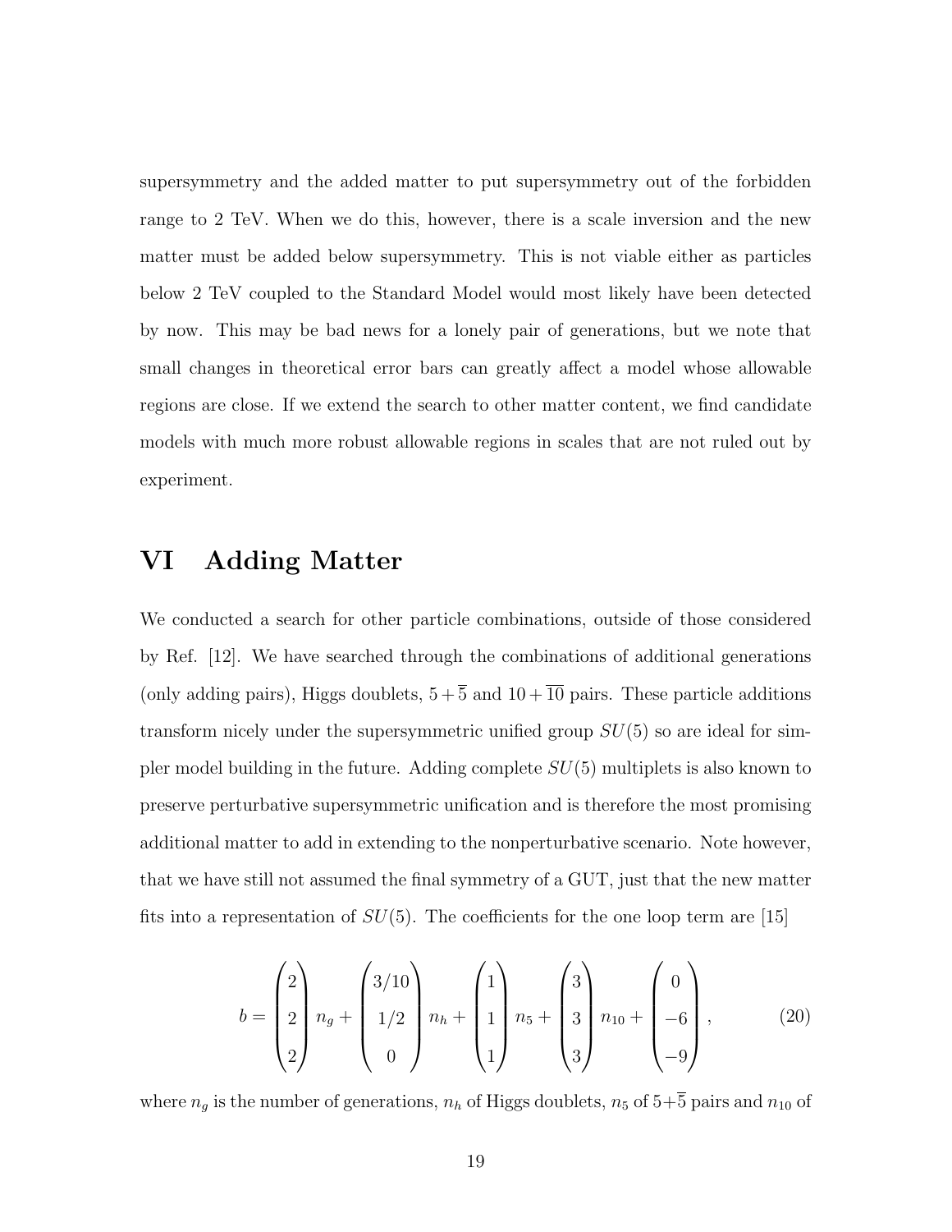supersymmetry and the added matter to put supersymmetry out of the forbidden range to 2 TeV. When we do this, however, there is a scale inversion and the new matter must be added below supersymmetry. This is not viable either as particles below 2 TeV coupled to the Standard Model would most likely have been detected by now. This may be bad news for a lonely pair of generations, but we note that small changes in theoretical error bars can greatly affect a model whose allowable regions are close. If we extend the search to other matter content, we find candidate models with much more robust allowable regions in scales that are not ruled out by experiment.

# VI Adding Matter

We conducted a search for other particle combinations, outside of those considered by Ref. [12]. We have searched through the combinations of additional generations (only adding pairs), Higgs doublets, $5+\overline{5}$ and $10+\overline{10}$ pairs. These particle additions transform nicely under the supersymmetric unified group $SU(5)$ so are ideal for simpler model building in the future. Adding complete $SU(5)$ multiplets is also known to preserve perturbative supersymmetric unification and is therefore the most promising additional matter to add in extending to the nonperturbative scenario. Note however, that we have still not assumed the final symmetry of a GUT, just that the new matter fits into a representation of $SU(5)$. The coefficients for the one loop term are [15]

$$b = \begin{pmatrix} 2 \\ 2 \\ 2 \end{pmatrix} n_g + \begin{pmatrix} 3/10 \\ 1/2 \\ 0 \end{pmatrix} n_h + \begin{pmatrix} 1 \\ 1 \\ 1 \end{pmatrix} n_5 + \begin{pmatrix} 3 \\ 3 \\ 3 \end{pmatrix} n_{10} + \begin{pmatrix} 0 \\ -6 \\ -9 \end{pmatrix}, \tag{20}$$

where $n_g$ is the number of generations, $n_h$ of Higgs doublets, $n_5$ of $5+\overline{5}$ pairs and $n_{10}$ of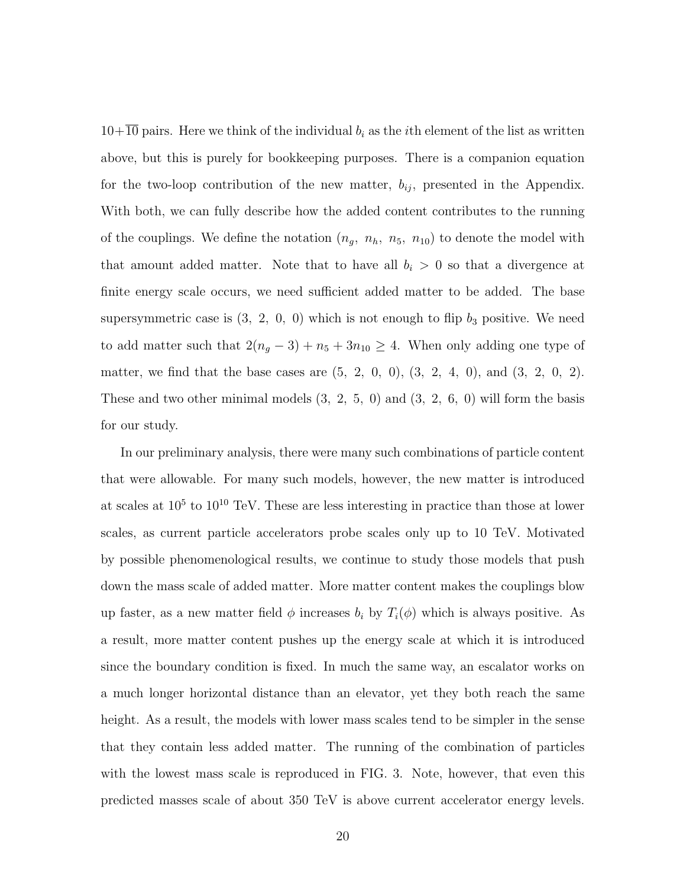$10+\overline{10}$ pairs. Here we think of the individual $b_i$ as the $i$th element of the list as written above, but this is purely for bookkeeping purposes. There is a companion equation for the two-loop contribution of the new matter, $b_{ij}$, presented in the Appendix. With both, we can fully describe how the added content contributes to the running of the couplings. We define the notation $(n_g,\ n_h,\ n_5,\ n_{10})$ to denote the model with that amount added matter. Note that to have all $b_i > 0$ so that a divergence at finite energy scale occurs, we need sufficient added matter to be added. The base supersymmetric case is $(3,\ 2,\ 0,\ 0)$ which is not enough to flip $b_3$ positive. We need to add matter such that $2(n_g - 3) + n_5 + 3n_{10} \geq 4$. When only adding one type of matter, we find that the base cases are $(5,\ 2,\ 0,\ 0)$, $(3,\ 2,\ 4,\ 0)$, and $(3,\ 2,\ 0,\ 2)$. These and two other minimal models $(3,\ 2,\ 5,\ 0)$ and $(3,\ 2,\ 6,\ 0)$ will form the basis for our study.

In our preliminary analysis, there were many such combinations of particle content that were allowable. For many such models, however, the new matter is introduced at scales at $10^5$ to $10^{10}$ TeV. These are less interesting in practice than those at lower scales, as current particle accelerators probe scales only up to 10 TeV. Motivated by possible phenomenological results, we continue to study those models that push down the mass scale of added matter. More matter content makes the couplings blow up faster, as a new matter field $\phi$ increases $b_i$ by $T_i(\phi)$ which is always positive. As a result, more matter content pushes up the energy scale at which it is introduced since the boundary condition is fixed. In much the same way, an escalator works on a much longer horizontal distance than an elevator, yet they both reach the same height. As a result, the models with lower mass scales tend to be simpler in the sense that they contain less added matter. The running of the combination of particles with the lowest mass scale is reproduced in FIG. 3. Note, however, that even this predicted masses scale of about 350 TeV is above current accelerator energy levels.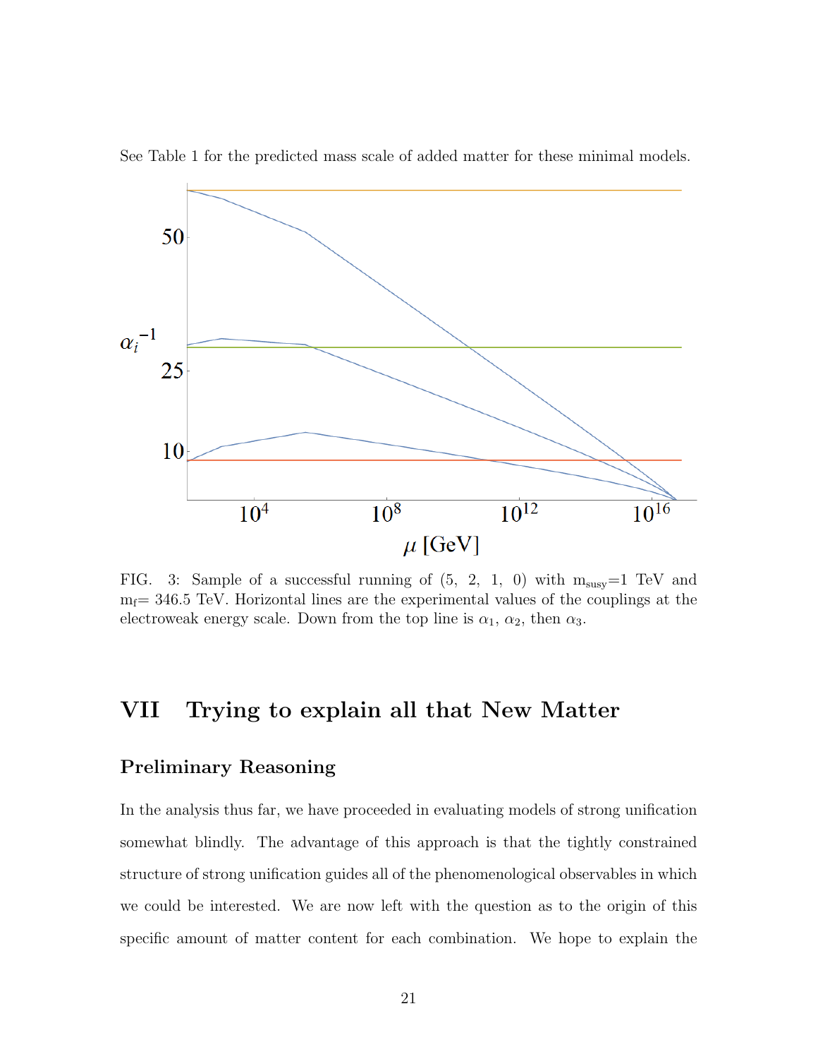See Table 1 for the predicted mass scale of added matter for these minimal models.

FIG. 3: Sample of a successful running of (5, 2, 1, 0) with $m_{susy}$=1 TeV and $m_f$= 346.5 TeV. Horizontal lines are the experimental values of the couplings at the electroweak energy scale. Down from the top line is $\alpha_1$, $\alpha_2$, then $\alpha_3$.

# VII Trying to explain all that New Matter

## Preliminary Reasoning

In the analysis thus far, we have proceeded in evaluating models of strong unification somewhat blindly. The advantage of this approach is that the tightly constrained structure of strong unification guides all of the phenomenological observables in which we could be interested. We are now left with the question as to the origin of this specific amount of matter content for each combination. We hope to explain the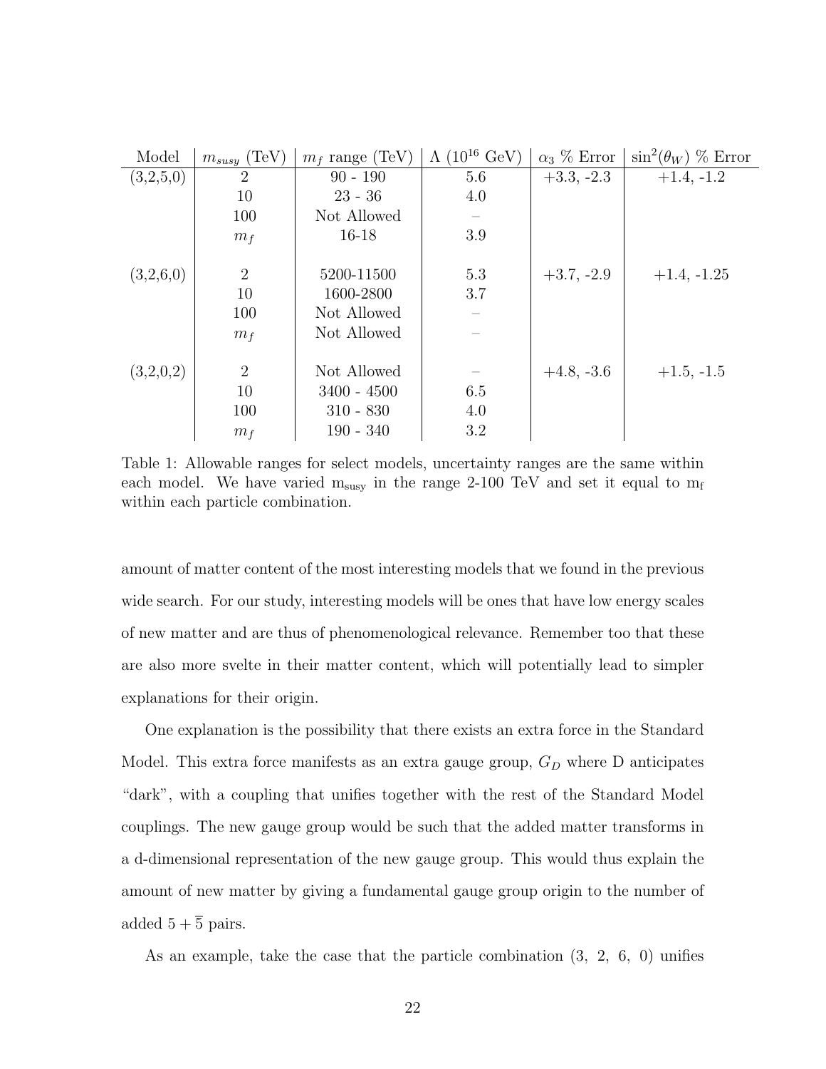| Model | $m_{susy}$ (TeV) | $m_f$ range (TeV) | $\Lambda$ ($10^{16}$ GeV) | $\alpha_3$ % Error | $\sin^2(\theta_W)$ % Error |
|---|---|---|---|---|---|
| (3,2,5,0) | 2 | 90 - 190 | 5.6 | +3.3, -2.3 | +1.4, -1.2 |
| | 10 | 23 - 36 | 4.0 | | |
| | 100 | Not Allowed | – | | |
| | $m_f$ | 16-18 | 3.9 | | |
| (3,2,6,0) | 2 | 5200-11500 | 5.3 | +3.7, -2.9 | +1.4, -1.25 |
| | 10 | 1600-2800 | 3.7 | | |
| | 100 | Not Allowed | – | | |
| | $m_f$ | Not Allowed | – | | |
| (3,2,0,2) | 2 | Not Allowed | – | +4.8, -3.6 | +1.5, -1.5 |
| | 10 | 3400 - 4500 | 6.5 | | |
| | 100 | 310 - 830 | 4.0 | | |
| | $m_f$ | 190 - 340 | 3.2 | | |

Table 1: Allowable ranges for select models, uncertainty ranges are the same within each model. We have varied $m_{susy}$ in the range 2-100 TeV and set it equal to $m_f$ within each particle combination.

amount of matter content of the most interesting models that we found in the previous wide search. For our study, interesting models will be ones that have low energy scales of new matter and are thus of phenomenological relevance. Remember too that these are also more svelte in their matter content, which will potentially lead to simpler explanations for their origin.

One explanation is the possibility that there exists an extra force in the Standard Model. This extra force manifests as an extra gauge group, $G_D$ where D anticipates "dark", with a coupling that unifies together with the rest of the Standard Model couplings. The new gauge group would be such that the added matter transforms in a d-dimensional representation of the new gauge group. This would thus explain the amount of new matter by giving a fundamental gauge group origin to the number of added $5 + \overline{5}$ pairs.

As an example, take the case that the particle combination (3, 2, 6, 0) unifies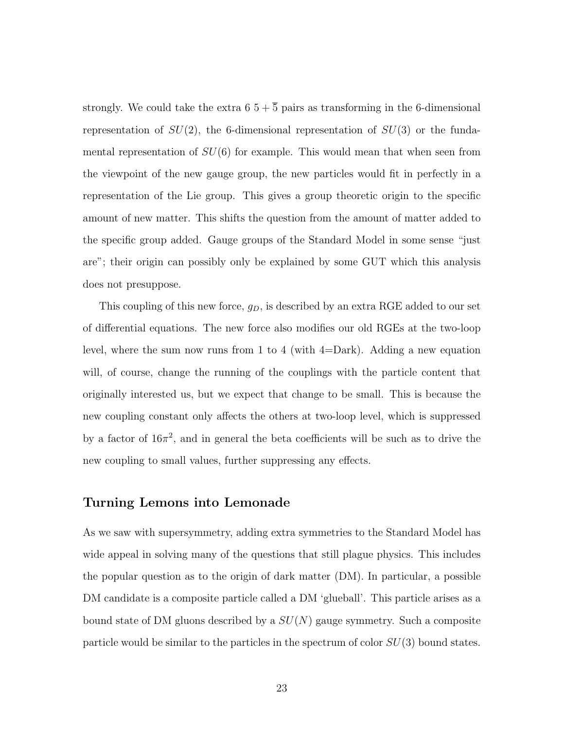strongly. We could take the extra 6 $5 + \overline{5}$ pairs as transforming in the 6-dimensional representation of $SU(2)$, the 6-dimensional representation of $SU(3)$ or the fundamental representation of $SU(6)$ for example. This would mean that when seen from the viewpoint of the new gauge group, the new particles would fit in perfectly in a representation of the Lie group. This gives a group theoretic origin to the specific amount of new matter. This shifts the question from the amount of matter added to the specific group added. Gauge groups of the Standard Model in some sense "just are"; their origin can possibly only be explained by some GUT which this analysis does not presuppose.

This coupling of this new force, $g_D$, is described by an extra RGE added to our set of differential equations. The new force also modifies our old RGEs at the two-loop level, where the sum now runs from 1 to 4 (with 4=Dark). Adding a new equation will, of course, change the running of the couplings with the particle content that originally interested us, but we expect that change to be small. This is because the new coupling constant only affects the others at two-loop level, which is suppressed by a factor of $16\pi^2$, and in general the beta coefficients will be such as to drive the new coupling to small values, further suppressing any effects.

### Turning Lemons into Lemonade

As we saw with supersymmetry, adding extra symmetries to the Standard Model has wide appeal in solving many of the questions that still plague physics. This includes the popular question as to the origin of dark matter (DM). In particular, a possible DM candidate is a composite particle called a DM 'glueball'. This particle arises as a bound state of DM gluons described by a $SU(N)$ gauge symmetry. Such a composite particle would be similar to the particles in the spectrum of color $SU(3)$ bound states.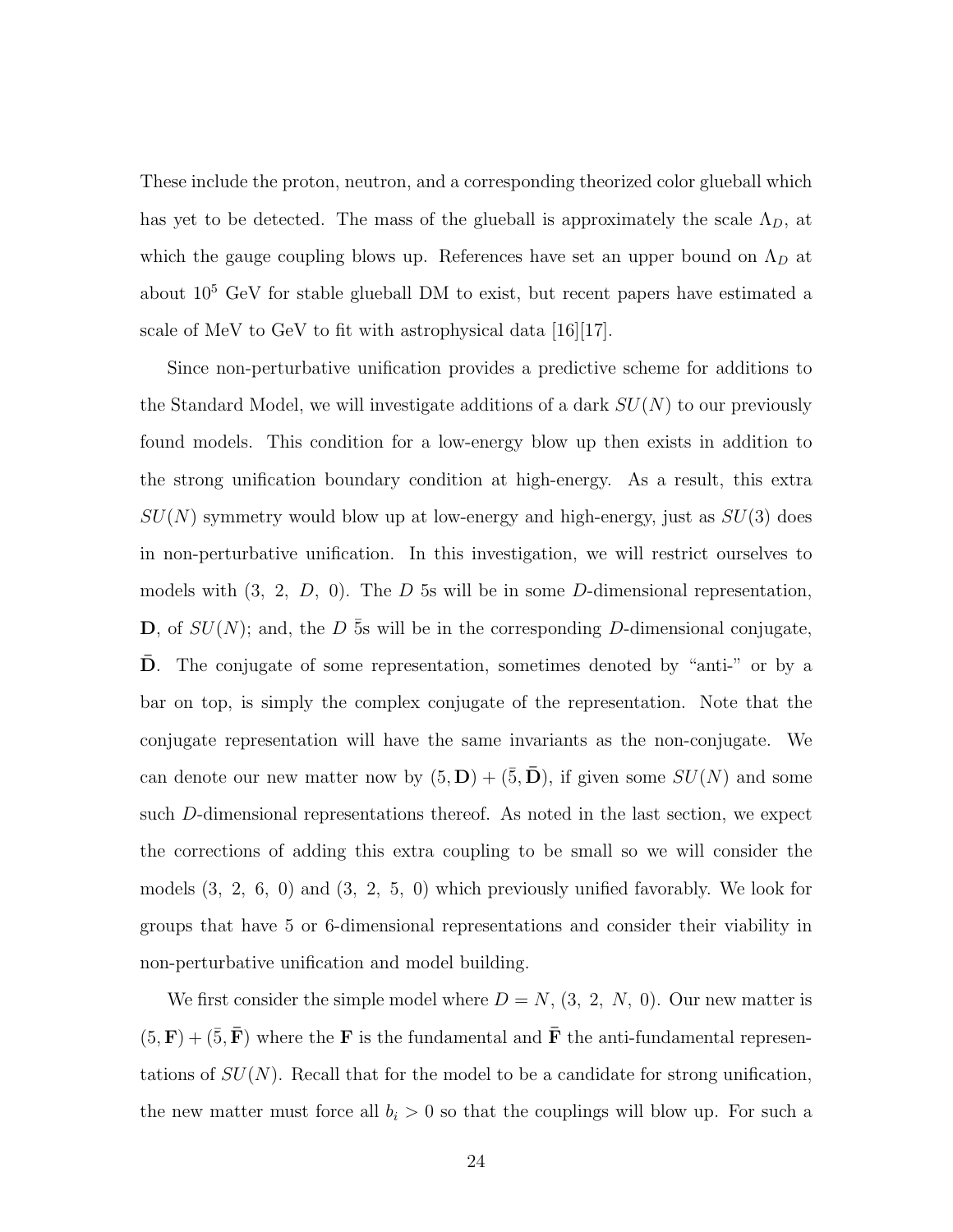These include the proton, neutron, and a corresponding theorized color glueball which has yet to be detected. The mass of the glueball is approximately the scale $\Lambda_D$, at which the gauge coupling blows up. References have set an upper bound on $\Lambda_D$ at about $10^5$ GeV for stable glueball DM to exist, but recent papers have estimated a scale of MeV to GeV to fit with astrophysical data [16][17].

Since non-perturbative unification provides a predictive scheme for additions to the Standard Model, we will investigate additions of a dark $SU(N)$ to our previously found models. This condition for a low-energy blow up then exists in addition to the strong unification boundary condition at high-energy. As a result, this extra $SU(N)$ symmetry would blow up at low-energy and high-energy, just as $SU(3)$ does in non-perturbative unification. In this investigation, we will restrict ourselves to models with $(3,\ 2,\ D,\ 0)$. The $D$ 5s will be in some $D$-dimensional representation, $\mathbf{D}$, of $SU(N)$; and, the $D$ $\bar{5}$s will be in the corresponding $D$-dimensional conjugate, $\bar{\mathbf{D}}$. The conjugate of some representation, sometimes denoted by "anti-" or by a bar on top, is simply the complex conjugate of the representation. Note that the conjugate representation will have the same invariants as the non-conjugate. We can denote our new matter now by $(5, \mathbf{D}) + (\bar{5}, \bar{\mathbf{D}})$, if given some $SU(N)$ and some such $D$-dimensional representations thereof. As noted in the last section, we expect the corrections of adding this extra coupling to be small so we will consider the models $(3,\ 2,\ 6,\ 0)$ and $(3,\ 2,\ 5,\ 0)$ which previously unified favorably. We look for groups that have 5 or 6-dimensional representations and consider their viability in non-perturbative unification and model building.

We first consider the simple model where $D = N$, $(3,\ 2,\ N,\ 0)$. Our new matter is $(5, \mathbf{F}) + (\bar{5}, \bar{\mathbf{F}})$ where the $\mathbf{F}$ is the fundamental and $\bar{\mathbf{F}}$ the anti-fundamental representations of $SU(N)$. Recall that for the model to be a candidate for strong unification, the new matter must force all $b_i > 0$ so that the couplings will blow up. For such a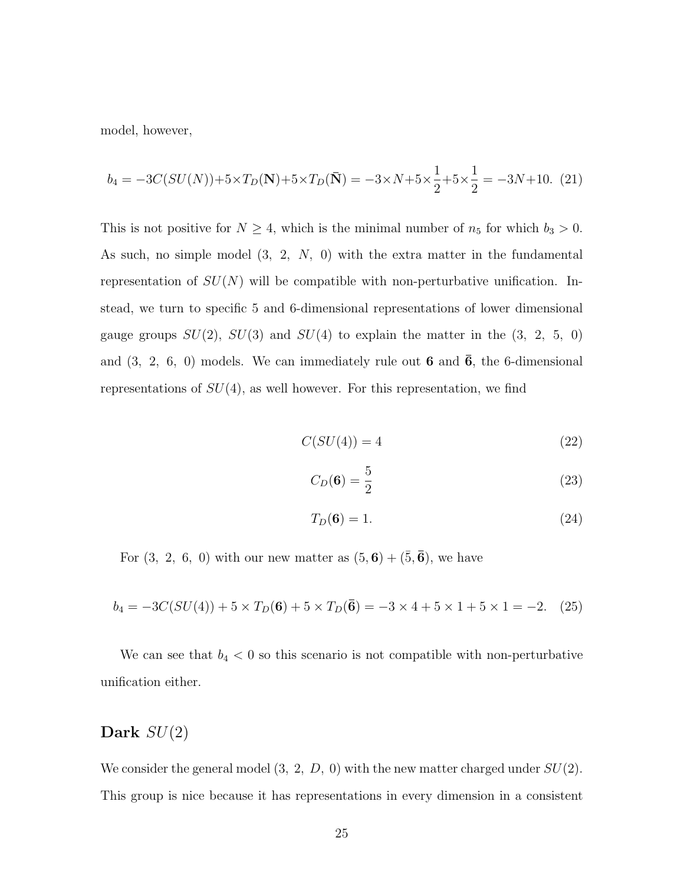model, however,

$$b_4 = -3C(SU(N)) + 5\times T_D(\mathbf{N}) + 5\times T_D(\bar{\mathbf{N}}) = -3\times N + 5\times\frac{1}{2} + 5\times\frac{1}{2} = -3N + 10. \quad (21)$$

This is not positive for $N \geq 4$, which is the minimal number of $n_5$ for which $b_3 > 0$. As such, no simple model (3, 2, $N$, 0) with the extra matter in the fundamental representation of $SU(N)$ will be compatible with non-perturbative unification. Instead, we turn to specific 5 and 6-dimensional representations of lower dimensional gauge groups $SU(2)$, $SU(3)$ and $SU(4)$ to explain the matter in the (3, 2, 5, 0) and (3, 2, 6, 0) models. We can immediately rule out $\mathbf{6}$ and $\bar{\mathbf{6}}$, the 6-dimensional representations of $SU(4)$, as well however. For this representation, we find

$$C(SU(4)) = 4 \quad (22)$$

$$C_D(\mathbf{6}) = \frac{5}{2} \quad (23)$$

$$T_D(\mathbf{6}) = 1. \quad (24)$$

For (3, 2, 6, 0) with our new matter as $(5, \mathbf{6}) + (\bar{5}, \bar{\mathbf{6}})$, we have

$$b_4 = -3C(SU(4)) + 5 \times T_D(\mathbf{6}) + 5 \times T_D(\bar{\mathbf{6}}) = -3 \times 4 + 5 \times 1 + 5 \times 1 = -2. \quad (25)$$

We can see that $b_4 < 0$ so this scenario is not compatible with non-perturbative unification either.

## Dark $SU(2)$

We consider the general model (3, 2, $D$, 0) with the new matter charged under $SU(2)$. This group is nice because it has representations in every dimension in a consistent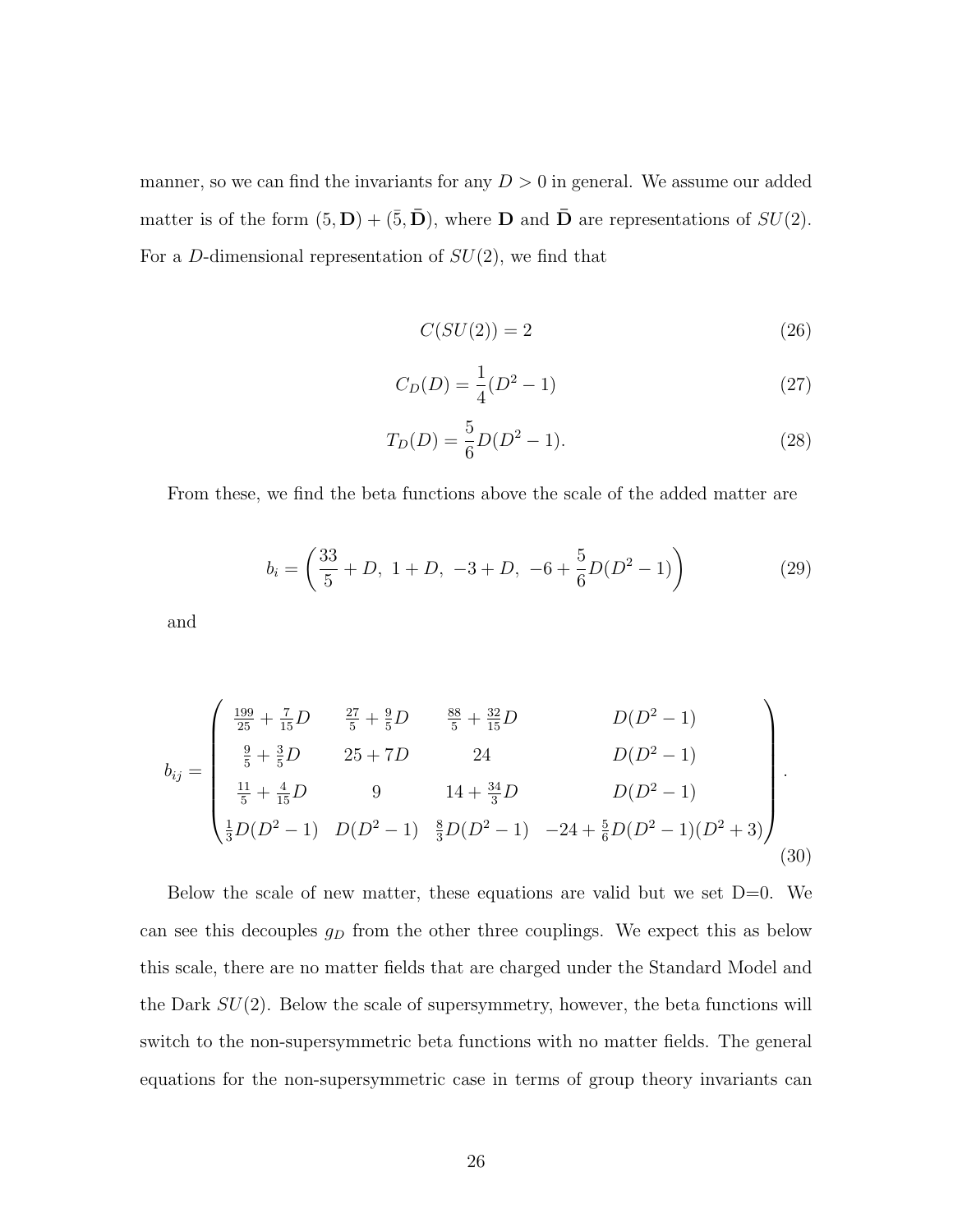manner, so we can find the invariants for any $D > 0$ in general. We assume our added matter is of the form $(5, \mathbf{D}) + (\bar{5}, \bar{\mathbf{D}})$, where $\mathbf{D}$ and $\bar{\mathbf{D}}$ are representations of $SU(2)$. For a $D$-dimensional representation of $SU(2)$, we find that

$$C(SU(2)) = 2 \tag{26}$$

$$C_D(D) = \frac{1}{4}(D^2 - 1) \tag{27}$$

$$T_D(D) = \frac{5}{6}D(D^2 - 1). \tag{28}$$

From these, we find the beta functions above the scale of the added matter are

$$b_i = \left(\frac{33}{5} + D,\ 1 + D,\ -3 + D,\ -6 + \frac{5}{6}D(D^2 - 1)\right) \tag{29}$$

and

$$b_{ij} = \begin{pmatrix} \frac{199}{25} + \frac{7}{15}D & \frac{27}{5} + \frac{9}{5}D & \frac{88}{5} + \frac{32}{15}D & D(D^2-1) \\ \frac{9}{5} + \frac{3}{5}D & 25 + 7D & 24 & D(D^2-1) \\ \frac{11}{5} + \frac{4}{15}D & 9 & 14 + \frac{34}{3}D & D(D^2-1) \\ \frac{1}{3}D(D^2-1) & D(D^2-1) & \frac{8}{3}D(D^2-1) & -24 + \frac{5}{6}D(D^2-1)(D^2+3) \end{pmatrix}. \tag{30}$$

Below the scale of new matter, these equations are valid but we set D=0. We can see this decouples $g_D$ from the other three couplings. We expect this as below this scale, there are no matter fields that are charged under the Standard Model and the Dark $SU(2)$. Below the scale of supersymmetry, however, the beta functions will switch to the non-supersymmetric beta functions with no matter fields. The general equations for the non-supersymmetric case in terms of group theory invariants can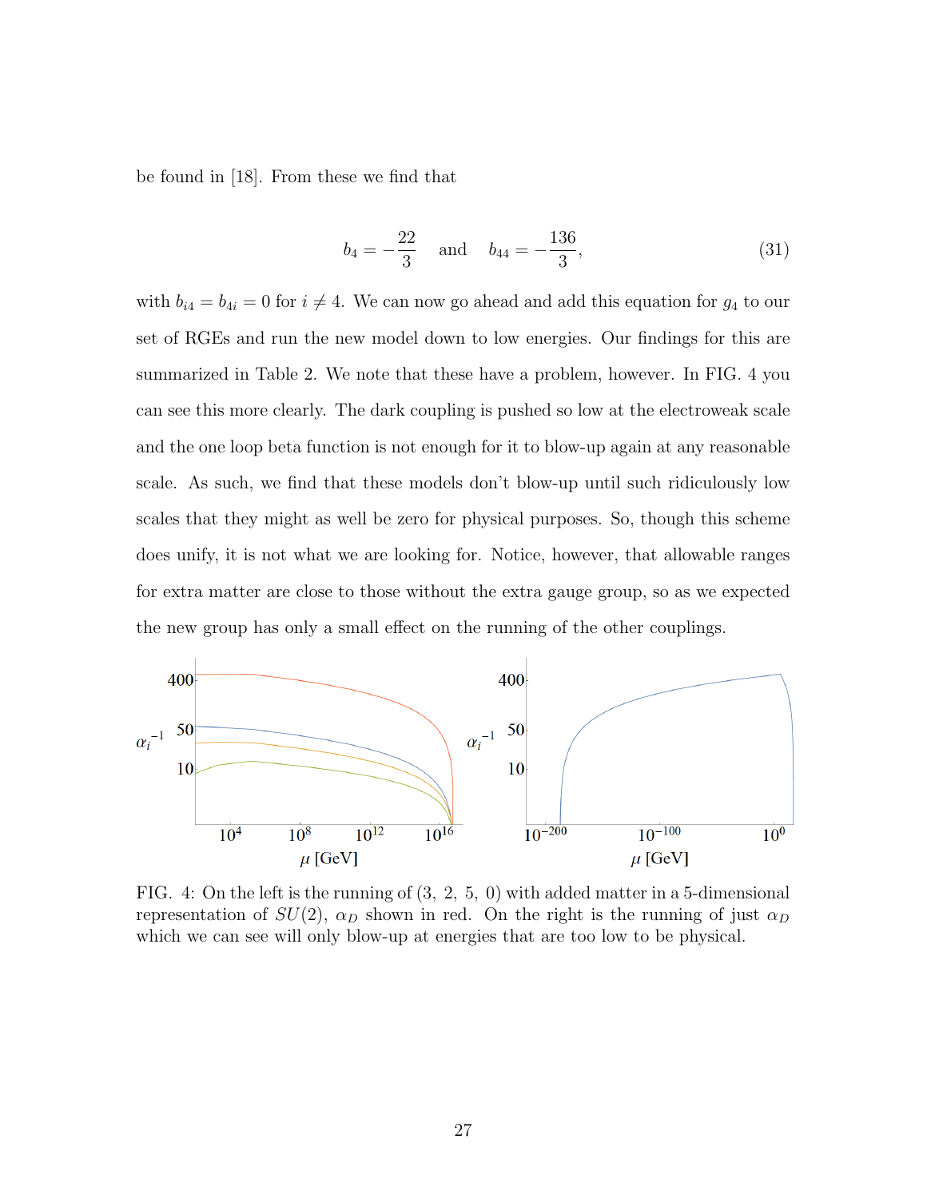be found in [18]. From these we find that

$$b_4 = -\frac{22}{3} \quad \text{and} \quad b_{44} = -\frac{136}{3}, \tag{31}$$

with $b_{i4} = b_{4i} = 0$ for $i \neq 4$. We can now go ahead and add this equation for $g_4$ to our set of RGEs and run the new model down to low energies. Our findings for this are summarized in Table 2. We note that these have a problem, however. In FIG. 4 you can see this more clearly. The dark coupling is pushed so low at the electroweak scale and the one loop beta function is not enough for it to blow-up again at any reasonable scale. As such, we find that these models don't blow-up until such ridiculously low scales that they might as well be zero for physical purposes. So, though this scheme does unify, it is not what we are looking for. Notice, however, that allowable ranges for extra matter are close to those without the extra gauge group, so as we expected the new group has only a small effect on the running of the other couplings.

FIG. 4: On the left is the running of (3, 2, 5, 0) with added matter in a 5-dimensional representation of $SU(2)$, $\alpha_D$ shown in red. On the right is the running of just $\alpha_D$ which we can see will only blow-up at energies that are too low to be physical.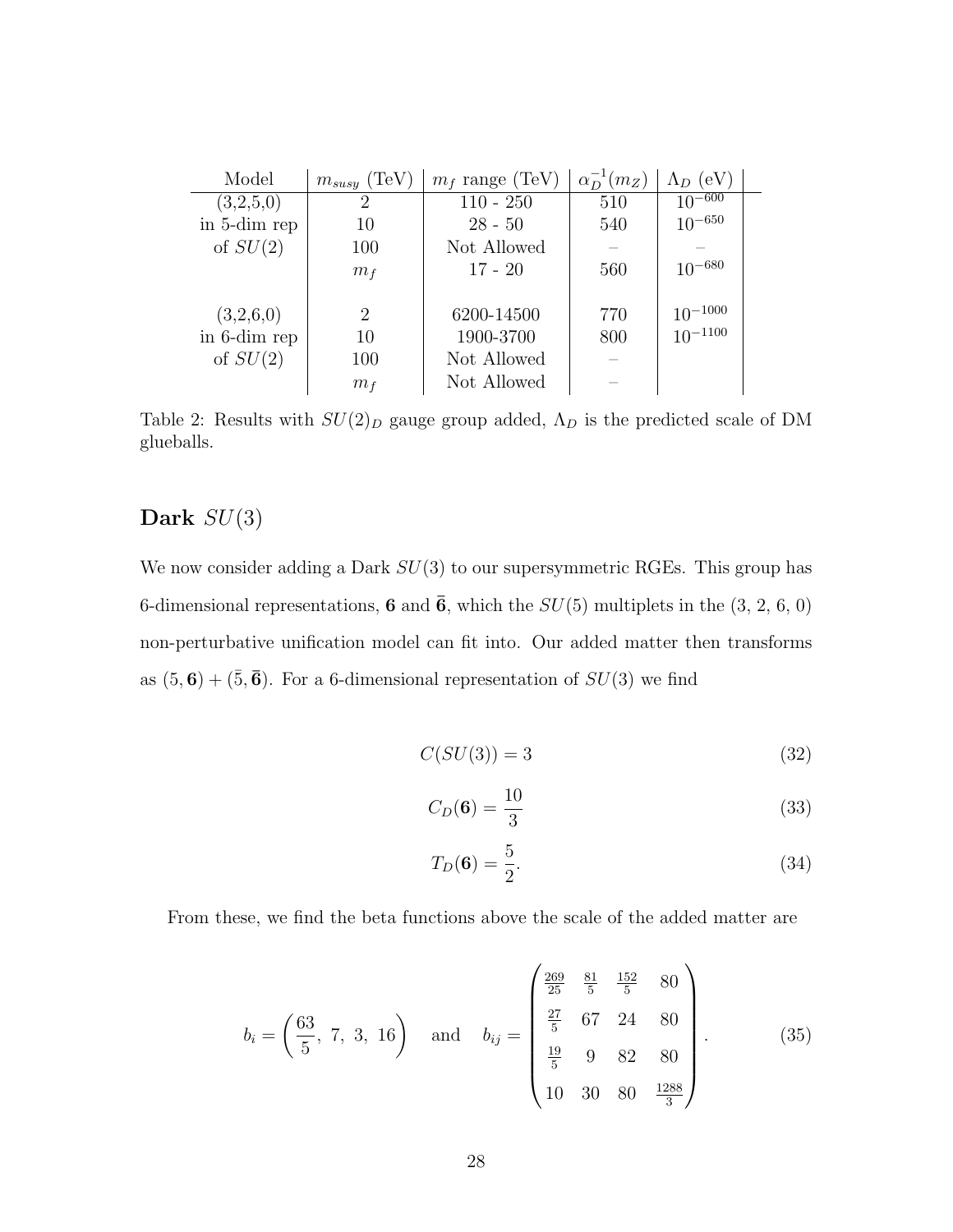| Model | $m_{susy}$ (TeV) | $m_f$ range (TeV) | $\alpha_D^{-1}(m_Z)$ | $\Lambda_D$ (eV) |
|---|---|---|---|---|
| (3,2,5,0) | 2 | 110 - 250 | 510 | $10^{-600}$ |
| in 5-dim rep | 10 | 28 - 50 | 540 | $10^{-650}$ |
| of $SU(2)$ | 100 | Not Allowed | – | – |
| | $m_f$ | 17 - 20 | 560 | $10^{-680}$ |
| | | | | |
| (3,2,6,0) | 2 | 6200-14500 | 770 | $10^{-1000}$ |
| in 6-dim rep | 10 | 1900-3700 | 800 | $10^{-1100}$ |
| of $SU(2)$ | 100 | Not Allowed | – | |
| | $m_f$ | Not Allowed | – | |

Table 2: Results with $SU(2)_D$ gauge group added, $\Lambda_D$ is the predicted scale of DM glueballs.

## Dark $SU(3)$

We now consider adding a Dark $SU(3)$ to our supersymmetric RGEs. This group has 6-dimensional representations, $\mathbf{6}$ and $\bar{\mathbf{6}}$, which the $SU(5)$ multiplets in the (3, 2, 6, 0) non-perturbative unification model can fit into. Our added matter then transforms as $(5, \mathbf{6}) + (\bar{5}, \bar{\mathbf{6}})$. For a 6-dimensional representation of $SU(3)$ we find

$$C(SU(3)) = 3 \tag{32}$$

$$C_D(\mathbf{6}) = \frac{10}{3} \tag{33}$$

$$T_D(\mathbf{6}) = \frac{5}{2}. \tag{34}$$

From these, we find the beta functions above the scale of the added matter are

$$b_i = \left(\frac{63}{5},\ 7,\ 3,\ 16\right) \quad \text{and} \quad b_{ij} = \begin{pmatrix} \frac{269}{25} & \frac{81}{5} & \frac{152}{5} & 80 \\ \frac{27}{5} & 67 & 24 & 80 \\ \frac{19}{5} & 9 & 82 & 80 \\ 10 & 30 & 80 & \frac{1288}{3} \end{pmatrix}. \tag{35}$$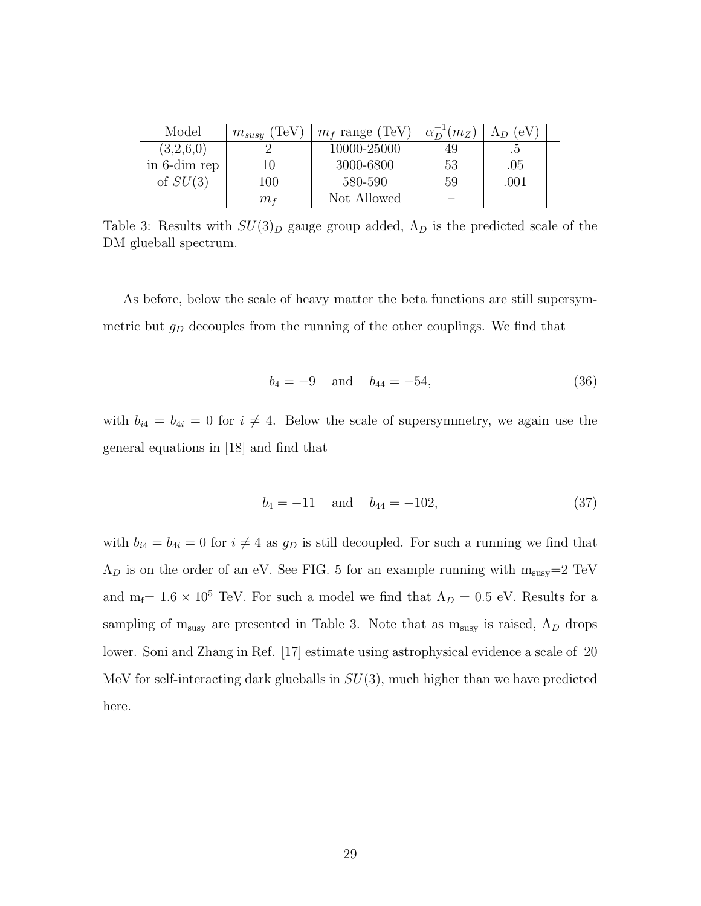| Model | $m_{susy}$ (TeV) | $m_f$ range (TeV) | $\alpha_D^{-1}(m_Z)$ | $\Lambda_D$ (eV) |
|---|---|---|---|---|
| (3,2,6,0) | 2 | 10000-25000 | 49 | .5 |
| in 6-dim rep | 10 | 3000-6800 | 53 | .05 |
| of $SU(3)$ | 100 | 580-590 | 59 | .001 |
| | $m_f$ | Not Allowed | – | |

Table 3: Results with $SU(3)_D$ gauge group added, $\Lambda_D$ is the predicted scale of the DM glueball spectrum.

As before, below the scale of heavy matter the beta functions are still supersymmetric but $g_D$ decouples from the running of the other couplings. We find that

$$b_4 = -9 \quad \text{and} \quad b_{44} = -54, \tag{36}$$

with $b_{i4} = b_{4i} = 0$ for $i \neq 4$. Below the scale of supersymmetry, we again use the general equations in [18] and find that

$$b_4 = -11 \quad \text{and} \quad b_{44} = -102, \tag{37}$$

with $b_{i4} = b_{4i} = 0$ for $i \neq 4$ as $g_D$ is still decoupled. For such a running we find that $\Lambda_D$ is on the order of an eV. See FIG. 5 for an example running with $m_{susy}$=2 TeV and $m_f$= $1.6 \times 10^5$ TeV. For such a model we find that $\Lambda_D = 0.5$ eV. Results for a sampling of $m_{susy}$ are presented in Table 3. Note that as $m_{susy}$ is raised, $\Lambda_D$ drops lower. Soni and Zhang in Ref. [17] estimate using astrophysical evidence a scale of 20 MeV for self-interacting dark glueballs in $SU(3)$, much higher than we have predicted here.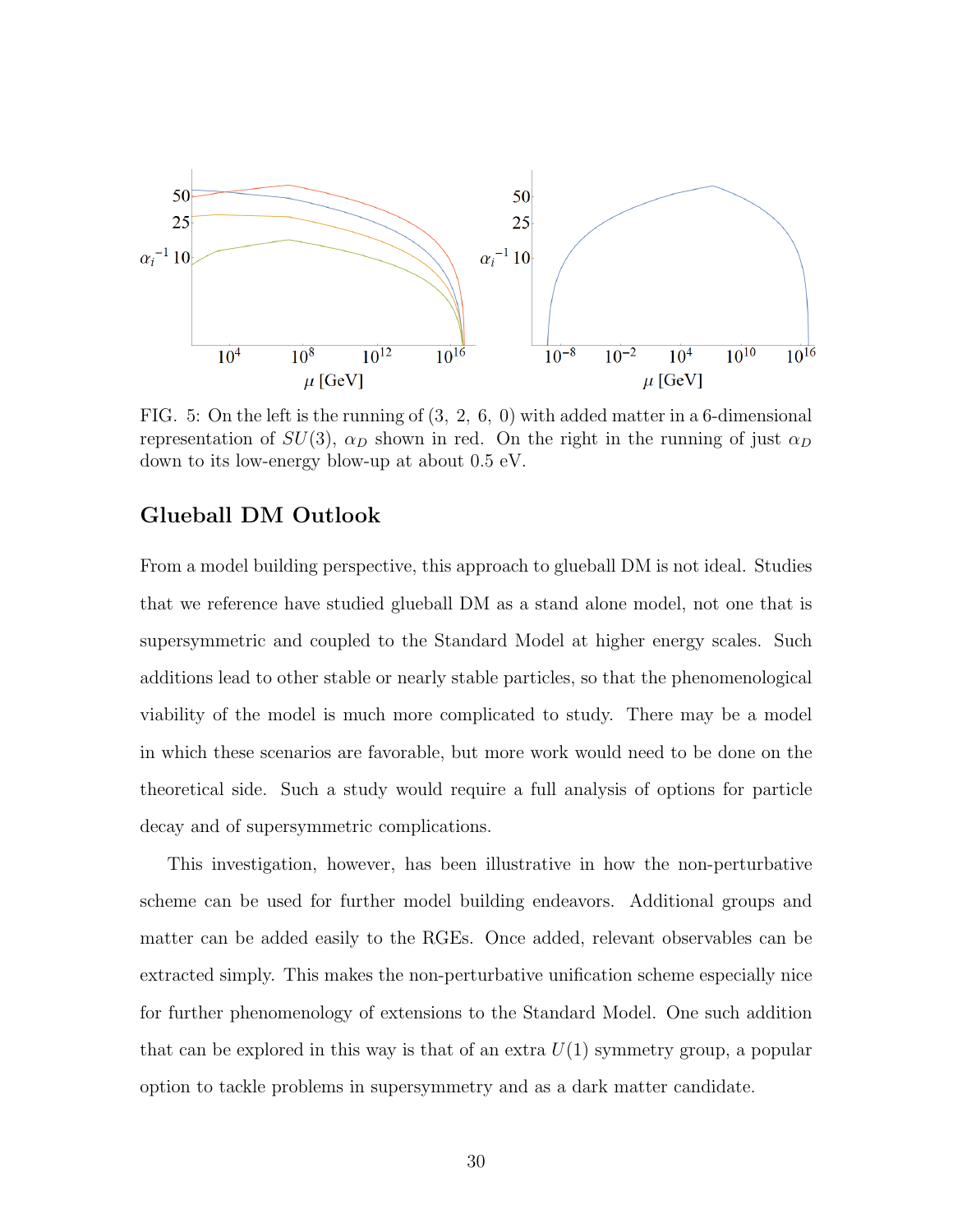FIG. 5: On the left is the running of (3, 2, 6, 0) with added matter in a 6-dimensional representation of $SU(3)$, $\alpha_D$ shown in red. On the right in the running of just $\alpha_D$ down to its low-energy blow-up at about 0.5 eV.

## Glueball DM Outlook

From a model building perspective, this approach to glueball DM is not ideal. Studies that we reference have studied glueball DM as a stand alone model, not one that is supersymmetric and coupled to the Standard Model at higher energy scales. Such additions lead to other stable or nearly stable particles, so that the phenomenological viability of the model is much more complicated to study. There may be a model in which these scenarios are favorable, but more work would need to be done on the theoretical side. Such a study would require a full analysis of options for particle decay and of supersymmetric complications.

This investigation, however, has been illustrative in how the non-perturbative scheme can be used for further model building endeavors. Additional groups and matter can be added easily to the RGEs. Once added, relevant observables can be extracted simply. This makes the non-perturbative unification scheme especially nice for further phenomenology of extensions to the Standard Model. One such addition that can be explored in this way is that of an extra $U(1)$ symmetry group, a popular option to tackle problems in supersymmetry and as a dark matter candidate.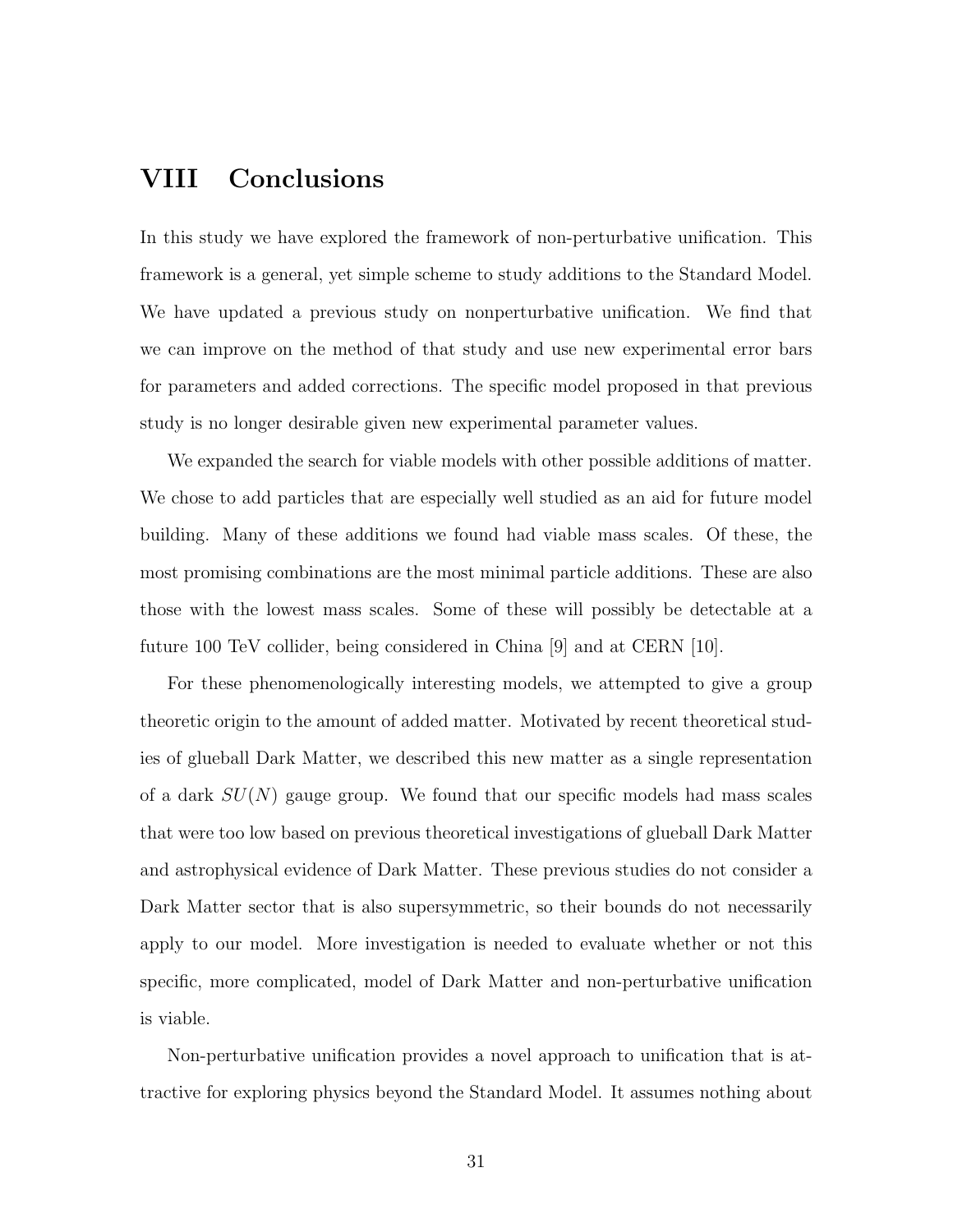# VIII Conclusions

In this study we have explored the framework of non-perturbative unification. This framework is a general, yet simple scheme to study additions to the Standard Model. We have updated a previous study on nonperturbative unification. We find that we can improve on the method of that study and use new experimental error bars for parameters and added corrections. The specific model proposed in that previous study is no longer desirable given new experimental parameter values.

We expanded the search for viable models with other possible additions of matter. We chose to add particles that are especially well studied as an aid for future model building. Many of these additions we found had viable mass scales. Of these, the most promising combinations are the most minimal particle additions. These are also those with the lowest mass scales. Some of these will possibly be detectable at a future 100 TeV collider, being considered in China [9] and at CERN [10].

For these phenomenologically interesting models, we attempted to give a group theoretic origin to the amount of added matter. Motivated by recent theoretical studies of glueball Dark Matter, we described this new matter as a single representation of a dark $SU(N)$ gauge group. We found that our specific models had mass scales that were too low based on previous theoretical investigations of glueball Dark Matter and astrophysical evidence of Dark Matter. These previous studies do not consider a Dark Matter sector that is also supersymmetric, so their bounds do not necessarily apply to our model. More investigation is needed to evaluate whether or not this specific, more complicated, model of Dark Matter and non-perturbative unification is viable.

Non-perturbative unification provides a novel approach to unification that is attractive for exploring physics beyond the Standard Model. It assumes nothing about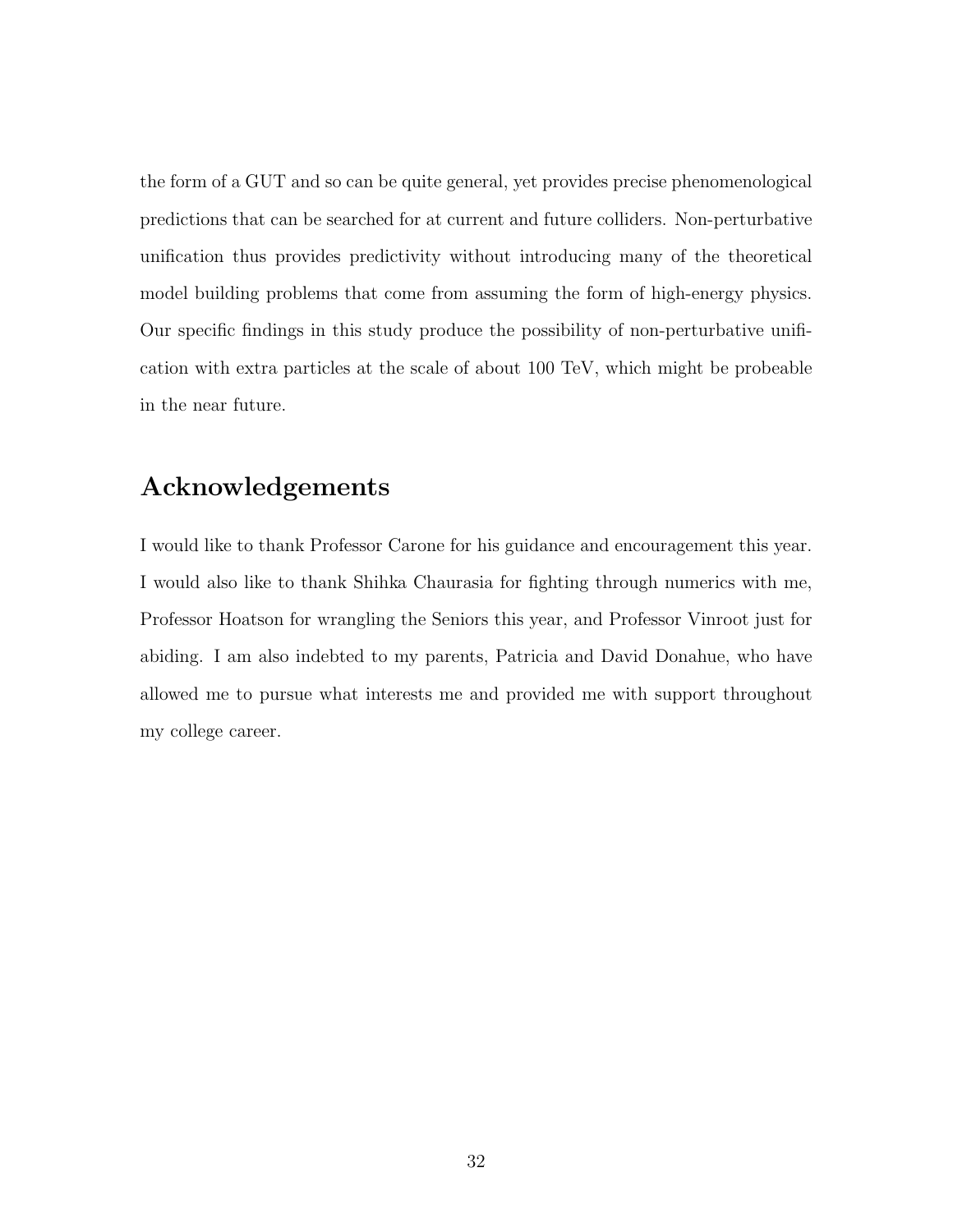the form of a GUT and so can be quite general, yet provides precise phenomenological predictions that can be searched for at current and future colliders. Non-perturbative unification thus provides predictivity without introducing many of the theoretical model building problems that come from assuming the form of high-energy physics. Our specific findings in this study produce the possibility of non-perturbative unification with extra particles at the scale of about 100 TeV, which might be probeable in the near future.

## Acknowledgements

I would like to thank Professor Carone for his guidance and encouragement this year. I would also like to thank Shihka Chaurasia for fighting through numerics with me, Professor Hoatson for wrangling the Seniors this year, and Professor Vinroot just for abiding. I am also indebted to my parents, Patricia and David Donahue, who have allowed me to pursue what interests me and provided me with support throughout my college career.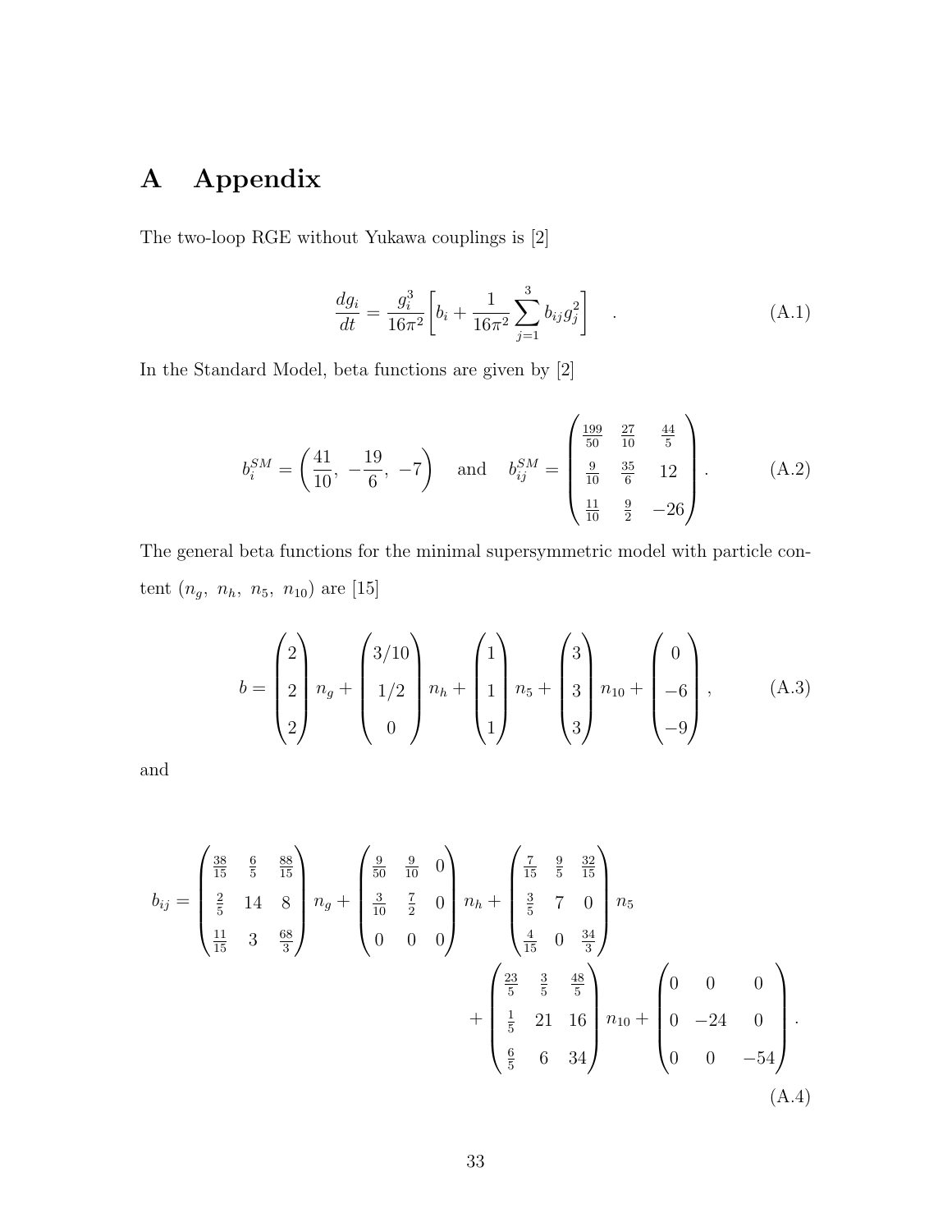# A Appendix

The two-loop RGE without Yukawa couplings is [2]

$$\frac{dg_i}{dt} = \frac{g_i^3}{16\pi^2}\left[b_i + \frac{1}{16\pi^2}\sum_{j=1}^{3} b_{ij} g_j^2\right] \quad . \tag{A.1}$$

In the Standard Model, beta functions are given by [2]

$$b_i^{SM} = \left(\frac{41}{10},\ -\frac{19}{6},\ -7\right) \quad \text{and} \quad b_{ij}^{SM} = \begin{pmatrix} \frac{199}{50} & \frac{27}{10} & \frac{44}{5} \\ \frac{9}{10} & \frac{35}{6} & 12 \\ \frac{11}{10} & \frac{9}{2} & -26 \end{pmatrix}. \tag{A.2}$$

The general beta functions for the minimal supersymmetric model with particle content $(n_g,\ n_h,\ n_5,\ n_{10})$ are [15]

$$b = \begin{pmatrix} 2 \\ 2 \\ 2 \end{pmatrix} n_g + \begin{pmatrix} 3/10 \\ 1/2 \\ 0 \end{pmatrix} n_h + \begin{pmatrix} 1 \\ 1 \\ 1 \end{pmatrix} n_5 + \begin{pmatrix} 3 \\ 3 \\ 3 \end{pmatrix} n_{10} + \begin{pmatrix} 0 \\ -6 \\ -9 \end{pmatrix}, \tag{A.3}$$

and

$$b_{ij} = \begin{pmatrix} \frac{38}{15} & \frac{6}{5} & \frac{88}{15} \\ \frac{2}{5} & 14 & 8 \\ \frac{11}{15} & 3 & \frac{68}{3} \end{pmatrix} n_g + \begin{pmatrix} \frac{9}{50} & \frac{9}{10} & 0 \\ \frac{3}{10} & \frac{7}{2} & 0 \\ 0 & 0 & 0 \end{pmatrix} n_h + \begin{pmatrix} \frac{7}{15} & \frac{9}{5} & \frac{32}{15} \\ \frac{3}{5} & 7 & 0 \\ \frac{4}{15} & 0 & \frac{34}{3} \end{pmatrix} n_5 + \begin{pmatrix} \frac{23}{5} & \frac{3}{5} & \frac{48}{5} \\ \frac{1}{5} & 21 & 16 \\ \frac{6}{5} & 6 & 34 \end{pmatrix} n_{10} + \begin{pmatrix} 0 & 0 & 0 \\ 0 & -24 & 0 \\ 0 & 0 & -54 \end{pmatrix}. \tag{A.4}$$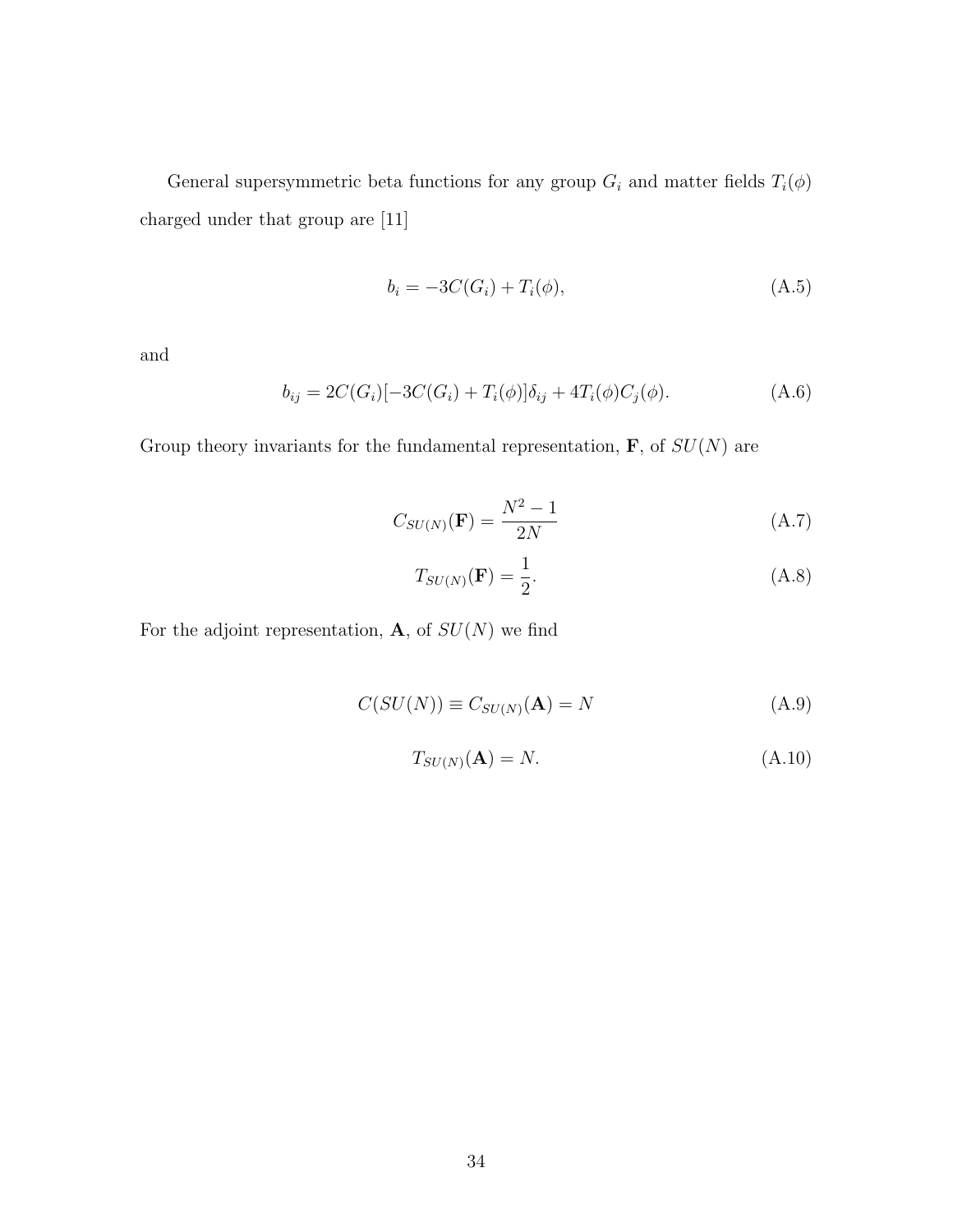General supersymmetric beta functions for any group $G_i$ and matter fields $T_i(\phi)$ charged under that group are [11]

$$b_i = -3C(G_i) + T_i(\phi), \tag{A.5}$$

and

$$b_{ij} = 2C(G_i)[-3C(G_i) + T_i(\phi)]\delta_{ij} + 4T_i(\phi)C_j(\phi). \tag{A.6}$$

Group theory invariants for the fundamental representation, $\mathbf{F}$, of $SU(N)$ are

$$C_{SU(N)}(\mathbf{F}) = \frac{N^2 - 1}{2N} \tag{A.7}$$

$$T_{SU(N)}(\mathbf{F}) = \frac{1}{2}. \tag{A.8}$$

For the adjoint representation, $\mathbf{A}$, of $SU(N)$ we find

$$C(SU(N)) \equiv C_{SU(N)}(\mathbf{A}) = N \tag{A.9}$$

$$T_{SU(N)}(\mathbf{A}) = N. \tag{A.10}$$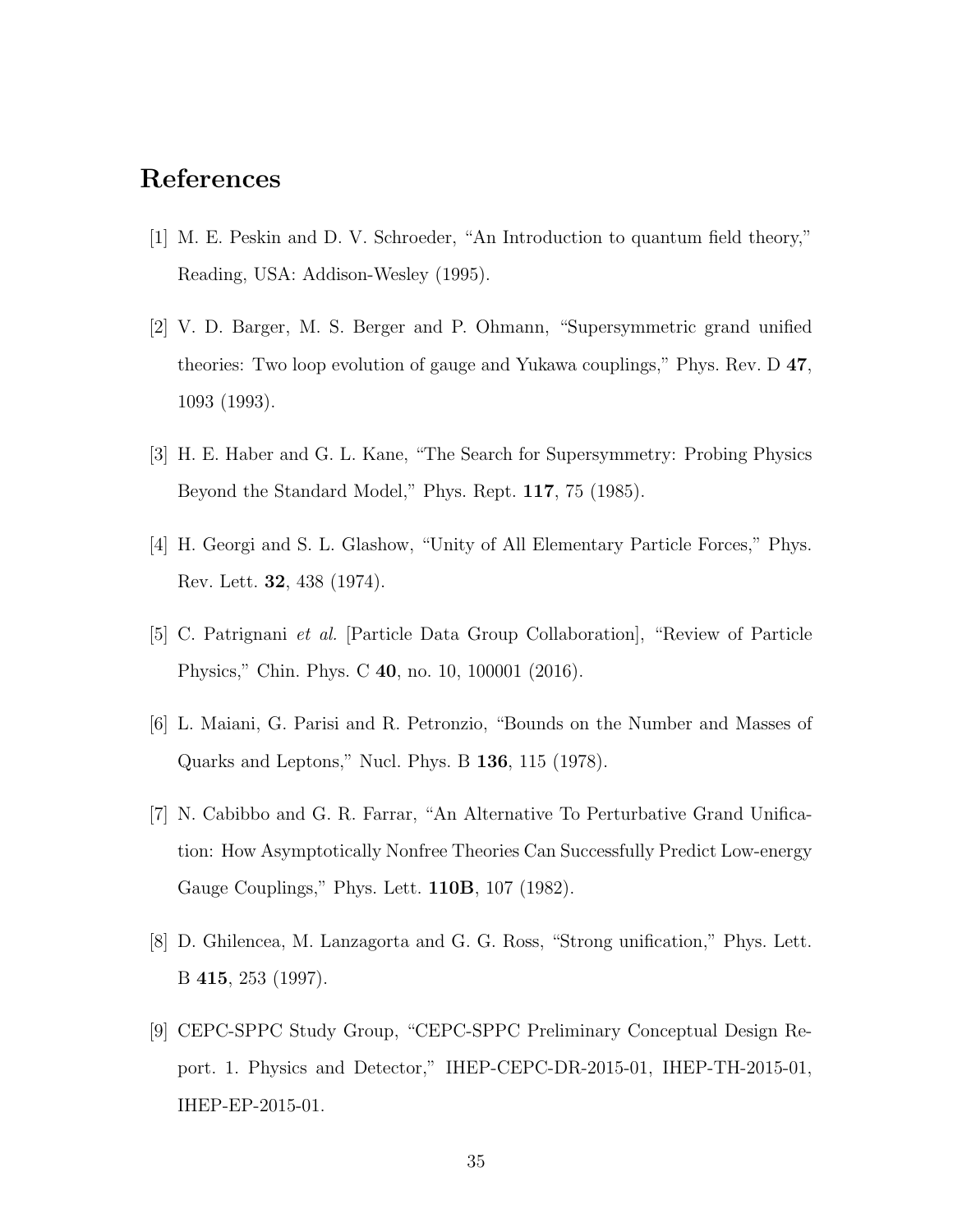# References

[1] M. E. Peskin and D. V. Schroeder, "An Introduction to quantum field theory," Reading, USA: Addison-Wesley (1995).

[2] V. D. Barger, M. S. Berger and P. Ohmann, "Supersymmetric grand unified theories: Two loop evolution of gauge and Yukawa couplings," Phys. Rev. D **47**, 1093 (1993).

[3] H. E. Haber and G. L. Kane, "The Search for Supersymmetry: Probing Physics Beyond the Standard Model," Phys. Rept. **117**, 75 (1985).

[4] H. Georgi and S. L. Glashow, "Unity of All Elementary Particle Forces," Phys. Rev. Lett. **32**, 438 (1974).

[5] C. Patrignani *et al.* [Particle Data Group Collaboration], "Review of Particle Physics," Chin. Phys. C **40**, no. 10, 100001 (2016).

[6] L. Maiani, G. Parisi and R. Petronzio, "Bounds on the Number and Masses of Quarks and Leptons," Nucl. Phys. B **136**, 115 (1978).

[7] N. Cabibbo and G. R. Farrar, "An Alternative To Perturbative Grand Unification: How Asymptotically Nonfree Theories Can Successfully Predict Low-energy Gauge Couplings," Phys. Lett. **110B**, 107 (1982).

[8] D. Ghilencea, M. Lanzagorta and G. G. Ross, "Strong unification," Phys. Lett. B **415**, 253 (1997).

[9] CEPC-SPPC Study Group, "CEPC-SPPC Preliminary Conceptual Design Report. 1. Physics and Detector," IHEP-CEPC-DR-2015-01, IHEP-TH-2015-01, IHEP-EP-2015-01.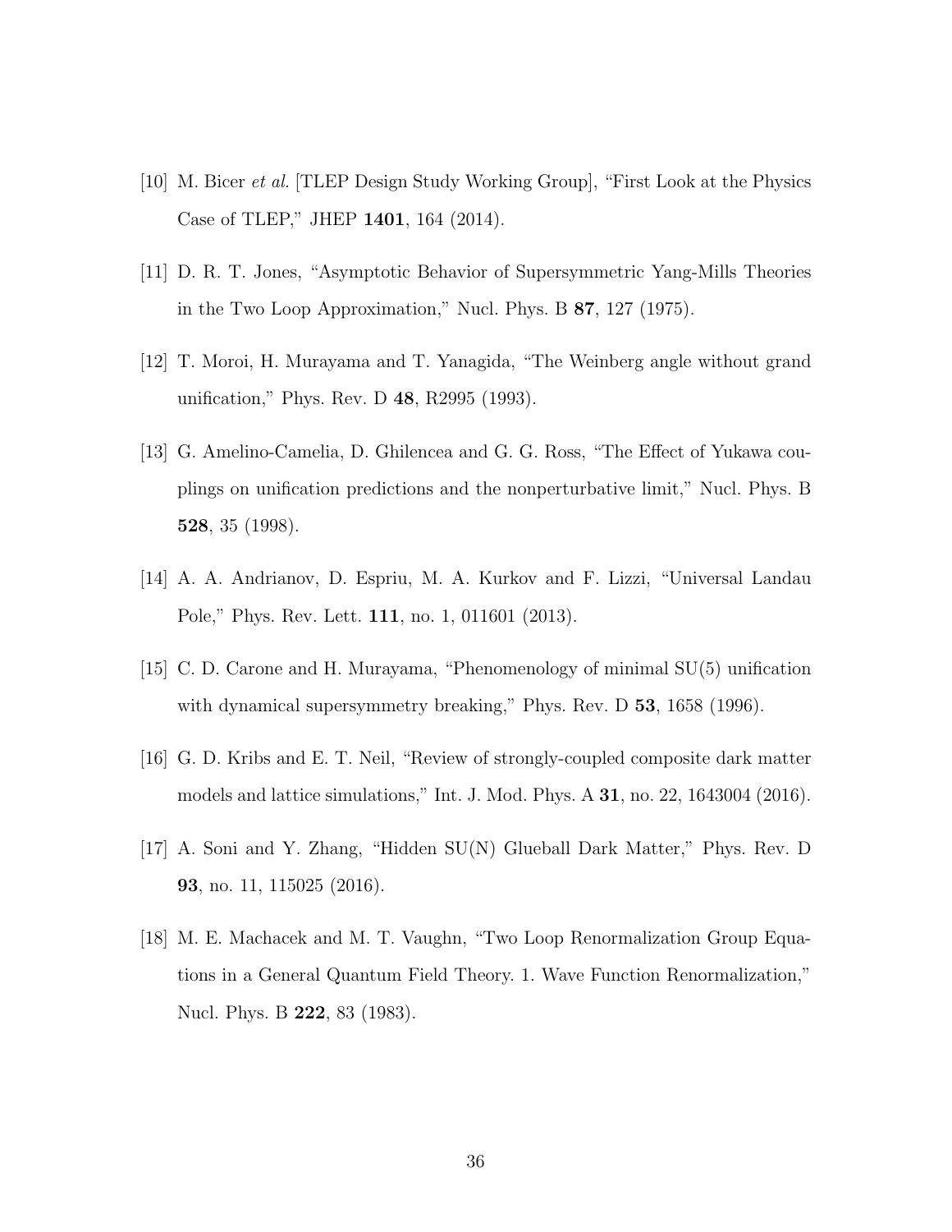[10] M. Bicer *et al.* [TLEP Design Study Working Group], "First Look at the Physics Case of TLEP," JHEP **1401**, 164 (2014).

[11] D. R. T. Jones, "Asymptotic Behavior of Supersymmetric Yang-Mills Theories in the Two Loop Approximation," Nucl. Phys. B **87**, 127 (1975).

[12] T. Moroi, H. Murayama and T. Yanagida, "The Weinberg angle without grand unification," Phys. Rev. D **48**, R2995 (1993).

[13] G. Amelino-Camelia, D. Ghilencea and G. G. Ross, "The Effect of Yukawa couplings on unification predictions and the nonperturbative limit," Nucl. Phys. B **528**, 35 (1998).

[14] A. A. Andrianov, D. Espriu, M. A. Kurkov and F. Lizzi, "Universal Landau Pole," Phys. Rev. Lett. **111**, no. 1, 011601 (2013).

[15] C. D. Carone and H. Murayama, "Phenomenology of minimal SU(5) unification with dynamical supersymmetry breaking," Phys. Rev. D **53**, 1658 (1996).

[16] G. D. Kribs and E. T. Neil, "Review of strongly-coupled composite dark matter models and lattice simulations," Int. J. Mod. Phys. A **31**, no. 22, 1643004 (2016).

[17] A. Soni and Y. Zhang, "Hidden SU(N) Glueball Dark Matter," Phys. Rev. D **93**, no. 11, 115025 (2016).

[18] M. E. Machacek and M. T. Vaughn, "Two Loop Renormalization Group Equations in a General Quantum Field Theory. 1. Wave Function Renormalization," Nucl. Phys. B **222**, 83 (1983).